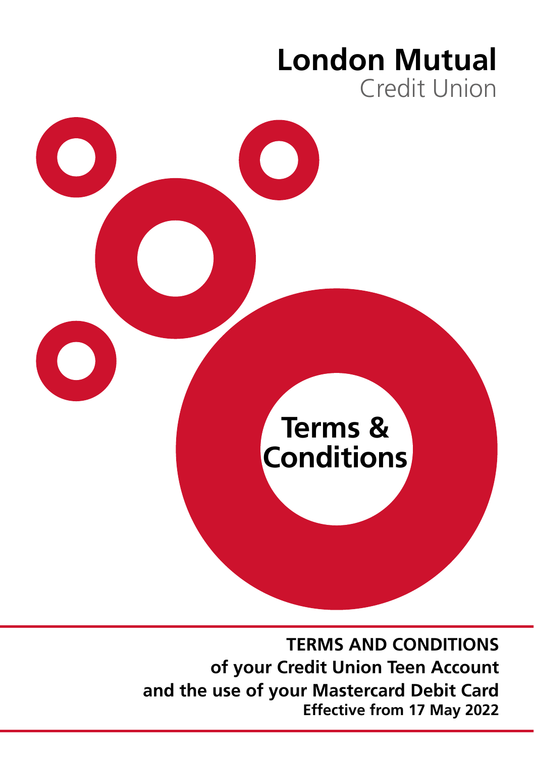# London Mutual

Credit Union

## Terms & Conditions

**TERMS AND CONDITIONS**
**of your Credit Union Teen Account**
**and the use of your Mastercard Debit Card**
**Effective from 17 May 2022**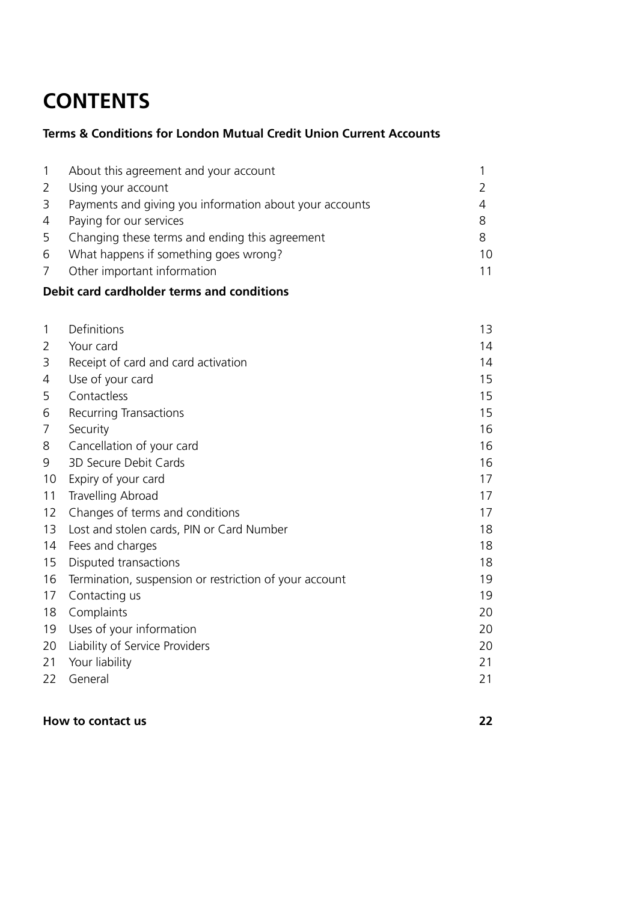# CONTENTS

**Terms & Conditions for London Mutual Credit Union Current Accounts**

| | | |
|---|---|---|
| 1 | About this agreement and your account | 1 |
| 2 | Using your account | 2 |
| 3 | Payments and giving you information about your accounts | 4 |
| 4 | Paying for our services | 8 |
| 5 | Changing these terms and ending this agreement | 8 |
| 6 | What happens if something goes wrong? | 10 |
| 7 | Other important information | 11 |

**Debit card cardholder terms and conditions**

| | | |
|---|---|---|
| 1 | Definitions | 13 |
| 2 | Your card | 14 |
| 3 | Receipt of card and card activation | 14 |
| 4 | Use of your card | 15 |
| 5 | Contactless | 15 |
| 6 | Recurring Transactions | 15 |
| 7 | Security | 16 |
| 8 | Cancellation of your card | 16 |
| 9 | 3D Secure Debit Cards | 16 |
| 10 | Expiry of your card | 17 |
| 11 | Travelling Abroad | 17 |
| 12 | Changes of terms and conditions | 17 |
| 13 | Lost and stolen cards, PIN or Card Number | 18 |
| 14 | Fees and charges | 18 |
| 15 | Disputed transactions | 18 |
| 16 | Termination, suspension or restriction of your account | 19 |
| 17 | Contacting us | 19 |
| 18 | Complaints | 20 |
| 19 | Uses of your information | 20 |
| 20 | Liability of Service Providers | 20 |
| 21 | Your liability | 21 |
| 22 | General | 21 |

**How to contact us** **22**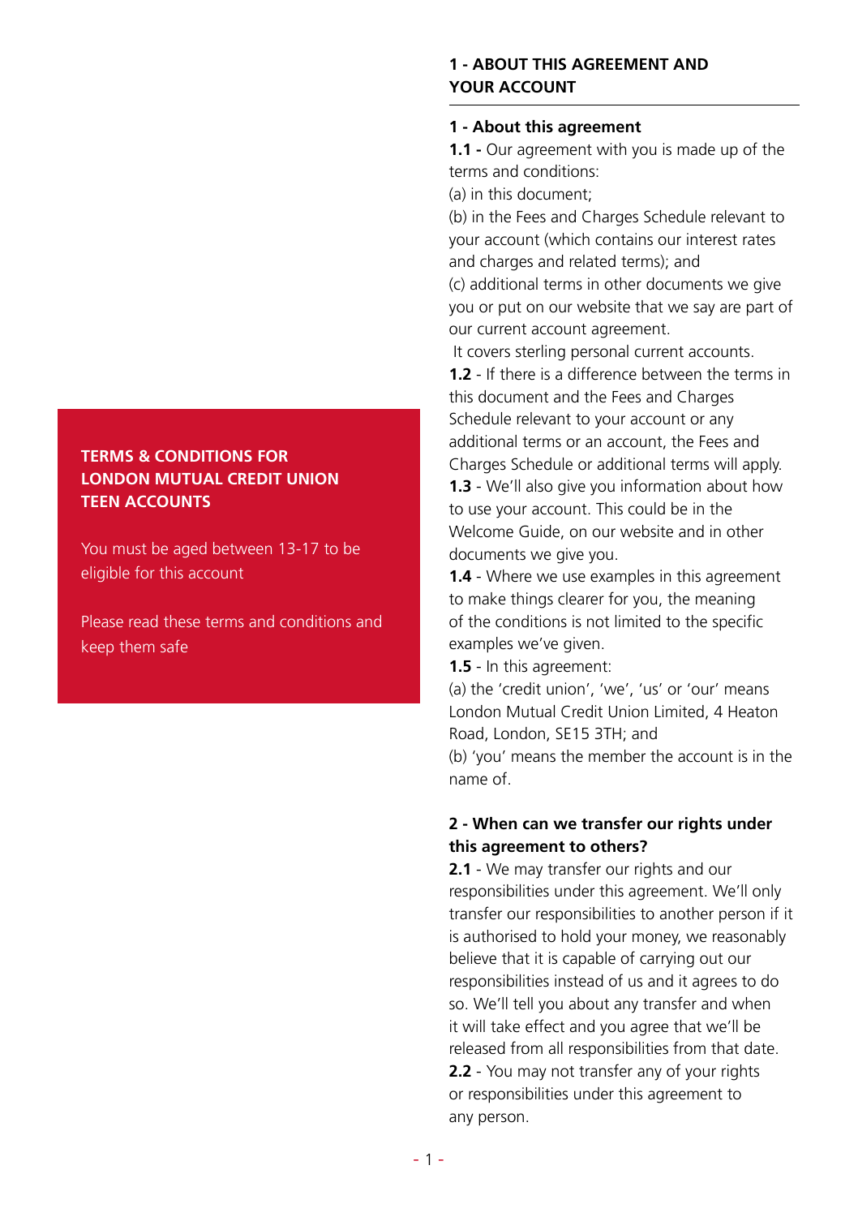**TERMS & CONDITIONS FOR LONDON MUTUAL CREDIT UNION TEEN ACCOUNTS**

You must be aged between 13-17 to be eligible for this account

Please read these terms and conditions and keep them safe

## 1 - ABOUT THIS AGREEMENT AND YOUR ACCOUNT

### 1 - About this agreement

**1.1 -** Our agreement with you is made up of the terms and conditions:

(a) in this document;

(b) in the Fees and Charges Schedule relevant to your account (which contains our interest rates and charges and related terms); and

(c) additional terms in other documents we give you or put on our website that we say are part of our current account agreement.

It covers sterling personal current accounts.

**1.2** - If there is a difference between the terms in this document and the Fees and Charges Schedule relevant to your account or any additional terms or an account, the Fees and Charges Schedule or additional terms will apply.

**1.3** - We'll also give you information about how to use your account. This could be in the Welcome Guide, on our website and in other documents we give you.

**1.4** - Where we use examples in this agreement to make things clearer for you, the meaning of the conditions is not limited to the specific examples we've given.

**1.5** - In this agreement:

(a) the 'credit union', 'we', 'us' or 'our' means London Mutual Credit Union Limited, 4 Heaton Road, London, SE15 3TH; and

(b) 'you' means the member the account is in the name of.

### 2 - When can we transfer our rights under this agreement to others?

**2.1** - We may transfer our rights and our responsibilities under this agreement. We'll only transfer our responsibilities to another person if it is authorised to hold your money, we reasonably believe that it is capable of carrying out our responsibilities instead of us and it agrees to do so. We'll tell you about any transfer and when it will take effect and you agree that we'll be released from all responsibilities from that date.

**2.2** - You may not transfer any of your rights or responsibilities under this agreement to any person.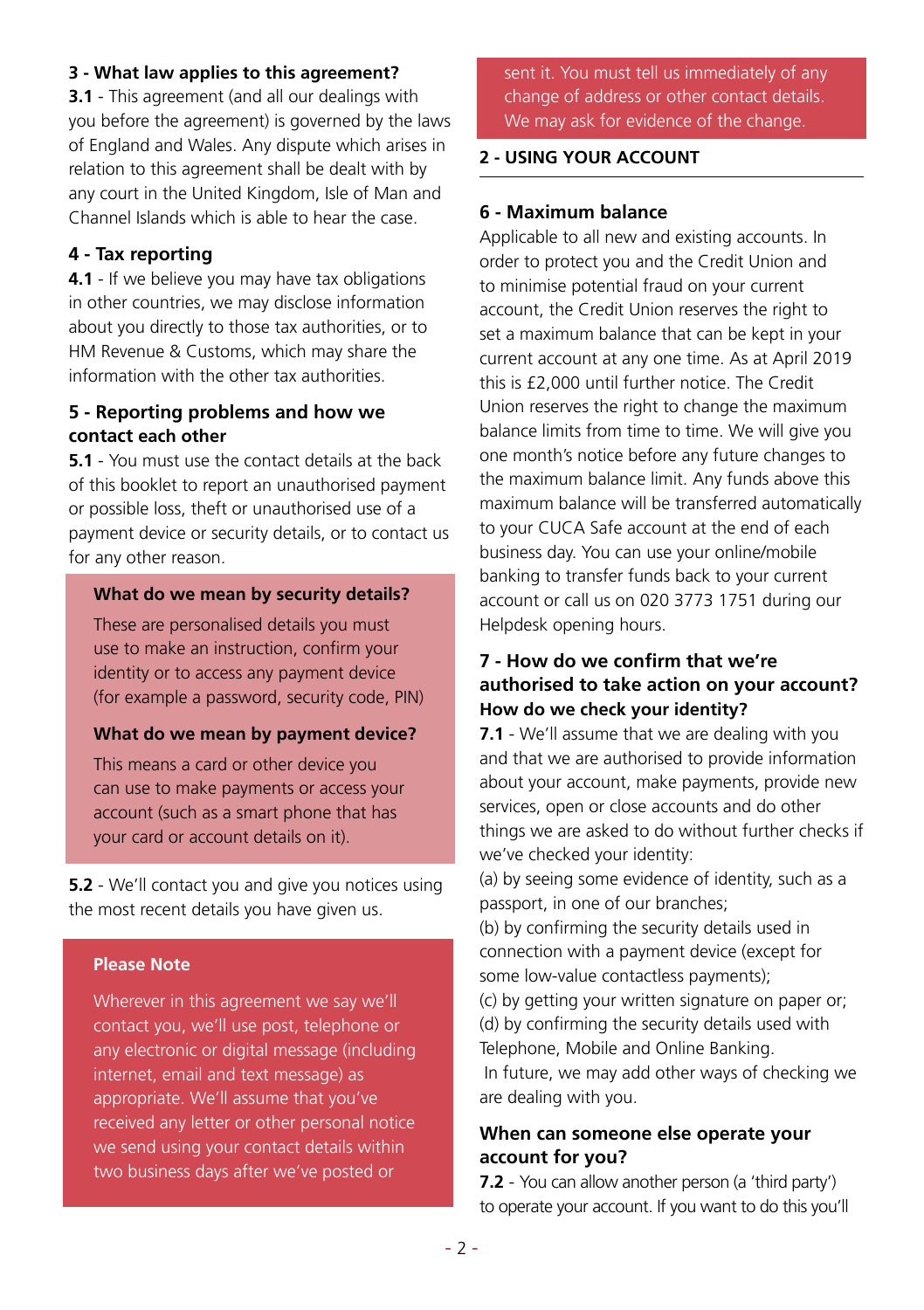## 3 - What law applies to this agreement?

**3.1** - This agreement (and all our dealings with you before the agreement) is governed by the laws of England and Wales. Any dispute which arises in relation to this agreement shall be dealt with by any court in the United Kingdom, Isle of Man and Channel Islands which is able to hear the case.

## 4 - Tax reporting

**4.1** - If we believe you may have tax obligations in other countries, we may disclose information about you directly to those tax authorities, or to HM Revenue & Customs, which may share the information with the other tax authorities.

## 5 - Reporting problems and how we contact each other

**5.1** - You must use the contact details at the back of this booklet to report an unauthorised payment or possible loss, theft or unauthorised use of a payment device or security details, or to contact us for any other reason.

**What do we mean by security details?**

These are personalised details you must use to make an instruction, confirm your identity or to access any payment device (for example a password, security code, PIN)

**What do we mean by payment device?**

This means a card or other device you can use to make payments or access your account (such as a smart phone that has your card or account details on it).

**5.2** - We'll contact you and give you notices using the most recent details you have given us.

**Please Note**

Wherever in this agreement we say we'll contact you, we'll use post, telephone or any electronic or digital message (including internet, email and text message) as appropriate. We'll assume that you've received any letter or other personal notice we send using your contact details within two business days after we've posted or sent it. You must tell us immediately of any change of address or other contact details. We may ask for evidence of the change.

# 2 - USING YOUR ACCOUNT

## 6 - Maximum balance

Applicable to all new and existing accounts. In order to protect you and the Credit Union and to minimise potential fraud on your current account, the Credit Union reserves the right to set a maximum balance that can be kept in your current account at any one time. As at April 2019 this is £2,000 until further notice. The Credit Union reserves the right to change the maximum balance limits from time to time. We will give you one month's notice before any future changes to the maximum balance limit. Any funds above this maximum balance will be transferred automatically to your CUCA Safe account at the end of each business day. You can use your online/mobile banking to transfer funds back to your current account or call us on 020 3773 1751 during our Helpdesk opening hours.

## 7 - How do we confirm that we're authorised to take action on your account? How do we check your identity?

**7.1** - We'll assume that we are dealing with you and that we are authorised to provide information about your account, make payments, provide new services, open or close accounts and do other things we are asked to do without further checks if we've checked your identity:

(a) by seeing some evidence of identity, such as a passport, in one of our branches;

(b) by confirming the security details used in connection with a payment device (except for some low-value contactless payments);

(c) by getting your written signature on paper or;

(d) by confirming the security details used with Telephone, Mobile and Online Banking.

In future, we may add other ways of checking we are dealing with you.

### When can someone else operate your account for you?

**7.2** - You can allow another person (a 'third party') to operate your account. If you want to do this you'll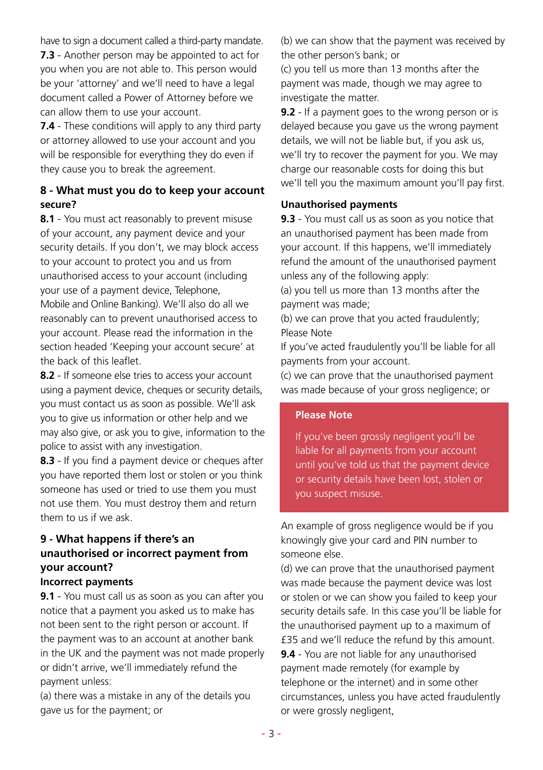have to sign a document called a third-party mandate.

**7.3** - Another person may be appointed to act for you when you are not able to. This person would be your 'attorney' and we'll need to have a legal document called a Power of Attorney before we can allow them to use your account.

**7.4** - These conditions will apply to any third party or attorney allowed to use your account and you will be responsible for everything they do even if they cause you to break the agreement.

## 8 - What must you do to keep your account secure?

**8.1** - You must act reasonably to prevent misuse of your account, any payment device and your security details. If you don't, we may block access to your account to protect you and us from unauthorised access to your account (including your use of a payment device, Telephone, Mobile and Online Banking). We'll also do all we reasonably can to prevent unauthorised access to your account. Please read the information in the section headed 'Keeping your account secure' at the back of this leaflet.

**8.2** - If someone else tries to access your account using a payment device, cheques or security details, you must contact us as soon as possible. We'll ask you to give us information or other help and we may also give, or ask you to give, information to the police to assist with any investigation.

**8.3** - If you find a payment device or cheques after you have reported them lost or stolen or you think someone has used or tried to use them you must not use them. You must destroy them and return them to us if we ask.

## 9 - What happens if there's an unauthorised or incorrect payment from your account?

### Incorrect payments

**9.1** - You must call us as soon as you can after you notice that a payment you asked us to make has not been sent to the right person or account. If the payment was to an account at another bank in the UK and the payment was not made properly or didn't arrive, we'll immediately refund the payment unless:

(a) there was a mistake in any of the details you gave us for the payment; or

(b) we can show that the payment was received by the other person's bank; or

(c) you tell us more than 13 months after the payment was made, though we may agree to investigate the matter.

**9.2** - If a payment goes to the wrong person or is delayed because you gave us the wrong payment details, we will not be liable but, if you ask us, we'll try to recover the payment for you. We may charge our reasonable costs for doing this but we'll tell you the maximum amount you'll pay first.

### Unauthorised payments

**9.3** - You must call us as soon as you notice that an unauthorised payment has been made from your account. If this happens, we'll immediately refund the amount of the unauthorised payment unless any of the following apply:

(a) you tell us more than 13 months after the payment was made;

(b) we can prove that you acted fraudulently;

Please Note

If you've acted fraudulently you'll be liable for all payments from your account.

(c) we can prove that the unauthorised payment was made because of your gross negligence; or

**Please Note**

If you've been grossly negligent you'll be liable for all payments from your account until you've told us that the payment device or security details have been lost, stolen or you suspect misuse.

An example of gross negligence would be if you knowingly give your card and PIN number to someone else.

(d) we can prove that the unauthorised payment was made because the payment device was lost or stolen or we can show you failed to keep your security details safe. In this case you'll be liable for the unauthorised payment up to a maximum of £35 and we'll reduce the refund by this amount.

**9.4** - You are not liable for any unauthorised payment made remotely (for example by telephone or the internet) and in some other circumstances, unless you have acted fraudulently or were grossly negligent,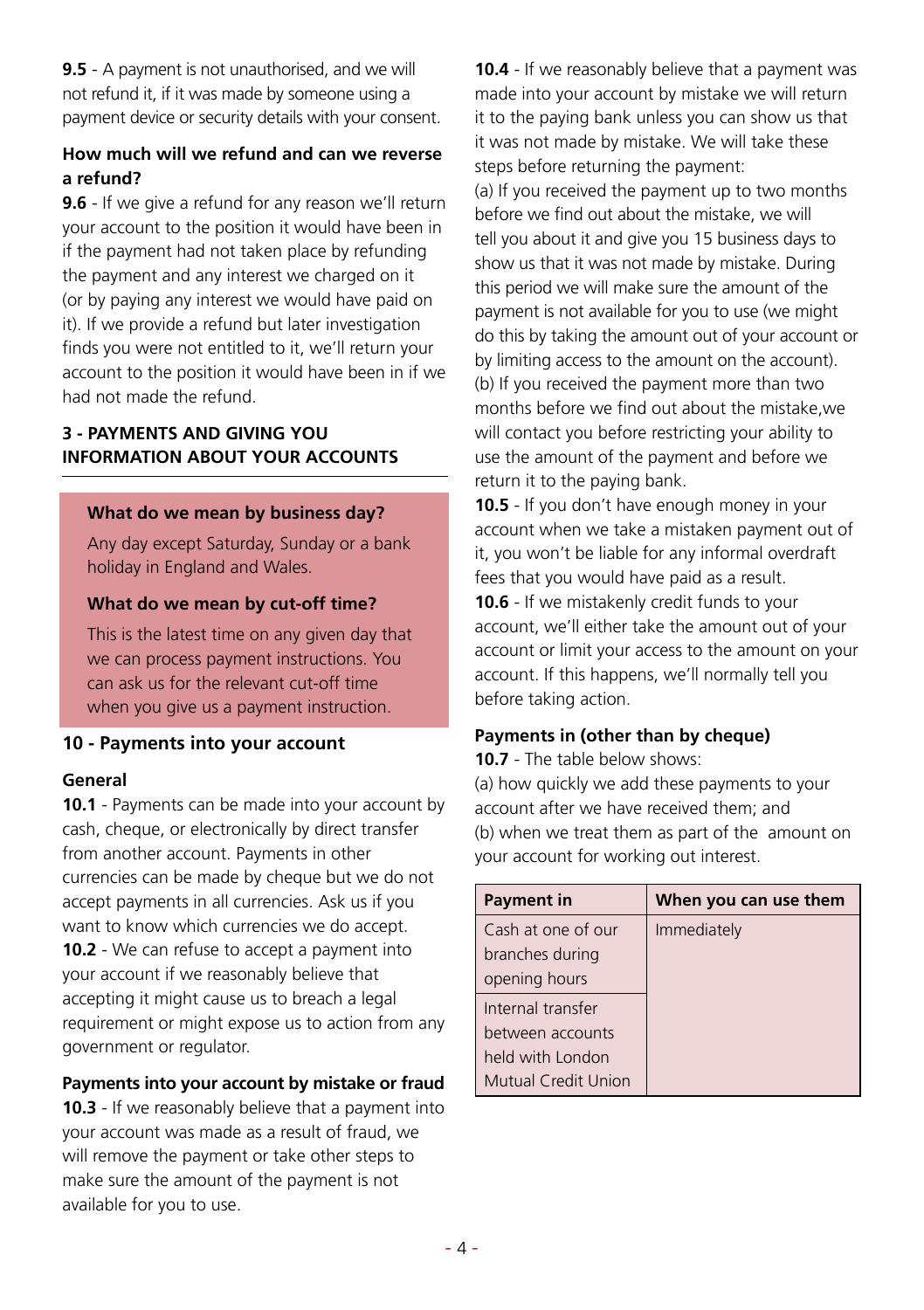**9.5** - A payment is not unauthorised, and we will not refund it, if it was made by someone using a payment device or security details with your consent.

### How much will we refund and can we reverse a refund?

**9.6** - If we give a refund for any reason we'll return your account to the position it would have been in if the payment had not taken place by refunding the payment and any interest we charged on it (or by paying any interest we would have paid on it). If we provide a refund but later investigation finds you were not entitled to it, we'll return your account to the position it would have been in if we had not made the refund.

## 3 - PAYMENTS AND GIVING YOU INFORMATION ABOUT YOUR ACCOUNTS

**What do we mean by business day?**

Any day except Saturday, Sunday or a bank holiday in England and Wales.

**What do we mean by cut-off time?**

This is the latest time on any given day that we can process payment instructions. You can ask us for the relevant cut-off time when you give us a payment instruction.

### 10 - Payments into your account

#### General

**10.1** - Payments can be made into your account by cash, cheque, or electronically by direct transfer from another account. Payments in other currencies can be made by cheque but we do not accept payments in all currencies. Ask us if you want to know which currencies we do accept.

**10.2** - We can refuse to accept a payment into your account if we reasonably believe that accepting it might cause us to breach a legal requirement or might expose us to action from any government or regulator.

#### Payments into your account by mistake or fraud

**10.3** - If we reasonably believe that a payment into your account was made as a result of fraud, we will remove the payment or take other steps to make sure the amount of the payment is not available for you to use.

**10.4** - If we reasonably believe that a payment was made into your account by mistake we will return it to the paying bank unless you can show us that it was not made by mistake. We will take these steps before returning the payment:

(a) If you received the payment up to two months before we find out about the mistake, we will tell you about it and give you 15 business days to show us that it was not made by mistake. During this period we will make sure the amount of the payment is not available for you to use (we might do this by taking the amount out of your account or by limiting access to the amount on the account).

(b) If you received the payment more than two months before we find out about the mistake,we will contact you before restricting your ability to use the amount of the payment and before we return it to the paying bank.

**10.5** - If you don't have enough money in your account when we take a mistaken payment out of it, you won't be liable for any informal overdraft fees that you would have paid as a result.

**10.6** - If we mistakenly credit funds to your account, we'll either take the amount out of your account or limit your access to the amount on your account. If this happens, we'll normally tell you before taking action.

#### Payments in (other than by cheque)

**10.7** - The table below shows:

(a) how quickly we add these payments to your account after we have received them; and

(b) when we treat them as part of the amount on your account for working out interest.

| Payment in | When you can use them |
|---|---|
| Cash at one of our branches during opening hours | Immediately |
| Internal transfer between accounts held with London Mutual Credit Union | |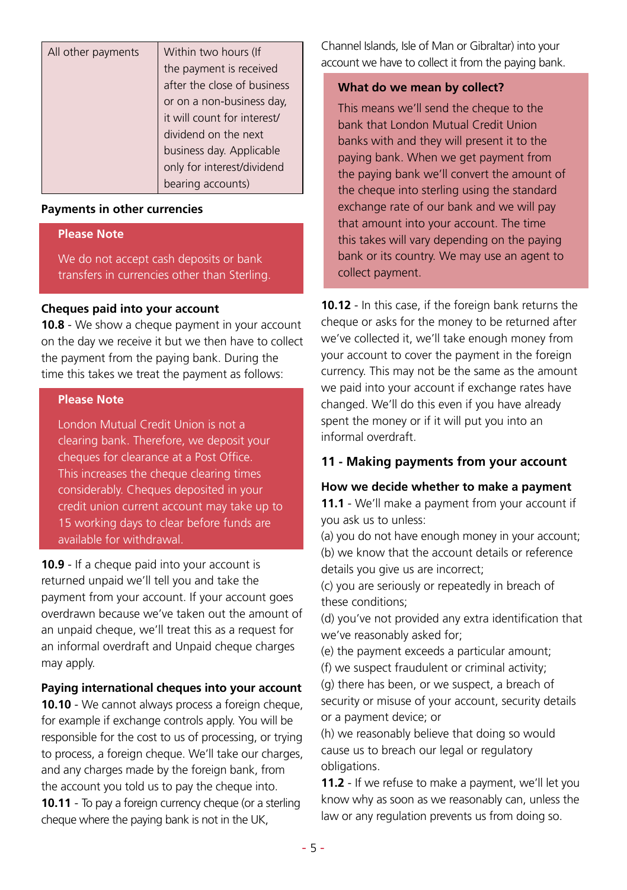| All other payments | Within two hours (If the payment is received after the close of business or on a non-business day, it will count for interest/dividend on the next business day. Applicable only for interest/dividend bearing accounts) |
|---|---|

**Payments in other currencies**

**Please Note**

We do not accept cash deposits or bank transfers in currencies other than Sterling.

**Cheques paid into your account**

**10.8** - We show a cheque payment in your account on the day we receive it but we then have to collect the payment from the paying bank. During the time this takes we treat the payment as follows:

**Please Note**

London Mutual Credit Union is not a clearing bank. Therefore, we deposit your cheques for clearance at a Post Office. This increases the cheque clearing times considerably. Cheques deposited in your credit union current account may take up to 15 working days to clear before funds are available for withdrawal.

**10.9** - If a cheque paid into your account is returned unpaid we'll tell you and take the payment from your account. If your account goes overdrawn because we've taken out the amount of an unpaid cheque, we'll treat this as a request for an informal overdraft and Unpaid cheque charges may apply.

**Paying international cheques into your account**

**10.10** - We cannot always process a foreign cheque, for example if exchange controls apply. You will be responsible for the cost to us of processing, or trying to process, a foreign cheque. We'll take our charges, and any charges made by the foreign bank, from the account you told us to pay the cheque into.

**10.11** - To pay a foreign currency cheque (or a sterling cheque where the paying bank is not in the UK, Channel Islands, Isle of Man or Gibraltar) into your account we have to collect it from the paying bank.

**What do we mean by collect?**

This means we'll send the cheque to the bank that London Mutual Credit Union banks with and they will present it to the paying bank. When we get payment from the paying bank we'll convert the amount of the cheque into sterling using the standard exchange rate of our bank and we will pay that amount into your account. The time this takes will vary depending on the paying bank or its country. We may use an agent to collect payment.

**10.12** - In this case, if the foreign bank returns the cheque or asks for the money to be returned after we've collected it, we'll take enough money from your account to cover the payment in the foreign currency. This may not be the same as the amount we paid into your account if exchange rates have changed. We'll do this even if you have already spent the money or if it will put you into an informal overdraft.

## 11 - Making payments from your account

**How we decide whether to make a payment**

**11.1** - We'll make a payment from your account if you ask us to unless:

(a) you do not have enough money in your account;
(b) we know that the account details or reference details you give us are incorrect;
(c) you are seriously or repeatedly in breach of these conditions;
(d) you've not provided any extra identification that we've reasonably asked for;
(e) the payment exceeds a particular amount;
(f) we suspect fraudulent or criminal activity;
(g) there has been, or we suspect, a breach of security or misuse of your account, security details or a payment device; or
(h) we reasonably believe that doing so would cause us to breach our legal or regulatory obligations.

**11.2** - If we refuse to make a payment, we'll let you know why as soon as we reasonably can, unless the law or any regulation prevents us from doing so.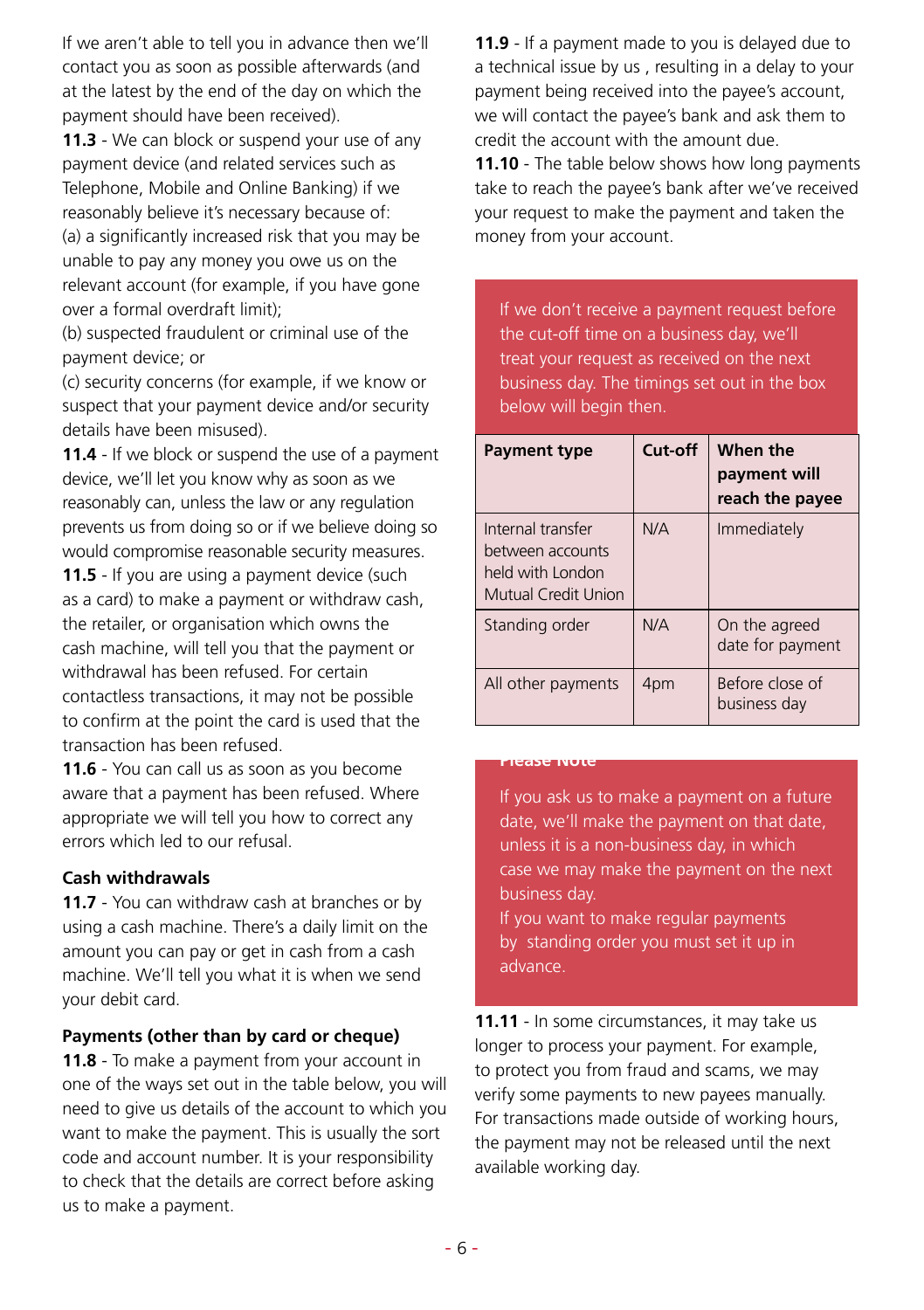If we aren't able to tell you in advance then we'll contact you as soon as possible afterwards (and at the latest by the end of the day on which the payment should have been received).

**11.3** - We can block or suspend your use of any payment device (and related services such as Telephone, Mobile and Online Banking) if we reasonably believe it's necessary because of:

(a) a significantly increased risk that you may be unable to pay any money you owe us on the relevant account (for example, if you have gone over a formal overdraft limit);

(b) suspected fraudulent or criminal use of the payment device; or

(c) security concerns (for example, if we know or suspect that your payment device and/or security details have been misused).

**11.4** - If we block or suspend the use of a payment device, we'll let you know why as soon as we reasonably can, unless the law or any regulation prevents us from doing so or if we believe doing so would compromise reasonable security measures.

**11.5** - If you are using a payment device (such as a card) to make a payment or withdraw cash, the retailer, or organisation which owns the cash machine, will tell you that the payment or withdrawal has been refused. For certain contactless transactions, it may not be possible to confirm at the point the card is used that the transaction has been refused.

**11.6** - You can call us as soon as you become aware that a payment has been refused. Where appropriate we will tell you how to correct any errors which led to our refusal.

### Cash withdrawals

**11.7** - You can withdraw cash at branches or by using a cash machine. There's a daily limit on the amount you can pay or get in cash from a cash machine. We'll tell you what it is when we send your debit card.

### Payments (other than by card or cheque)

**11.8** - To make a payment from your account in one of the ways set out in the table below, you will need to give us details of the account to which you want to make the payment. This is usually the sort code and account number. It is your responsibility to check that the details are correct before asking us to make a payment.

**11.9** - If a payment made to you is delayed due to a technical issue by us , resulting in a delay to your payment being received into the payee's account, we will contact the payee's bank and ask them to credit the account with the amount due.

**11.10** - The table below shows how long payments take to reach the payee's bank after we've received your request to make the payment and taken the money from your account.

If we don't receive a payment request before the cut-off time on a business day, we'll treat your request as received on the next business day. The timings set out in the box below will begin then.

| Payment type | Cut-off | When the payment will reach the payee |
|---|---|---|
| Internal transfer between accounts held with London Mutual Credit Union | N/A | Immediately |
| Standing order | N/A | On the agreed date for payment |
| All other payments | 4pm | Before close of business day |

**Please Note**

If you ask us to make a payment on a future date, we'll make the payment on that date, unless it is a non-business day, in which case we may make the payment on the next business day.

If you want to make regular payments by standing order you must set it up in advance.

**11.11** - In some circumstances, it may take us longer to process your payment. For example, to protect you from fraud and scams, we may verify some payments to new payees manually. For transactions made outside of working hours, the payment may not be released until the next available working day.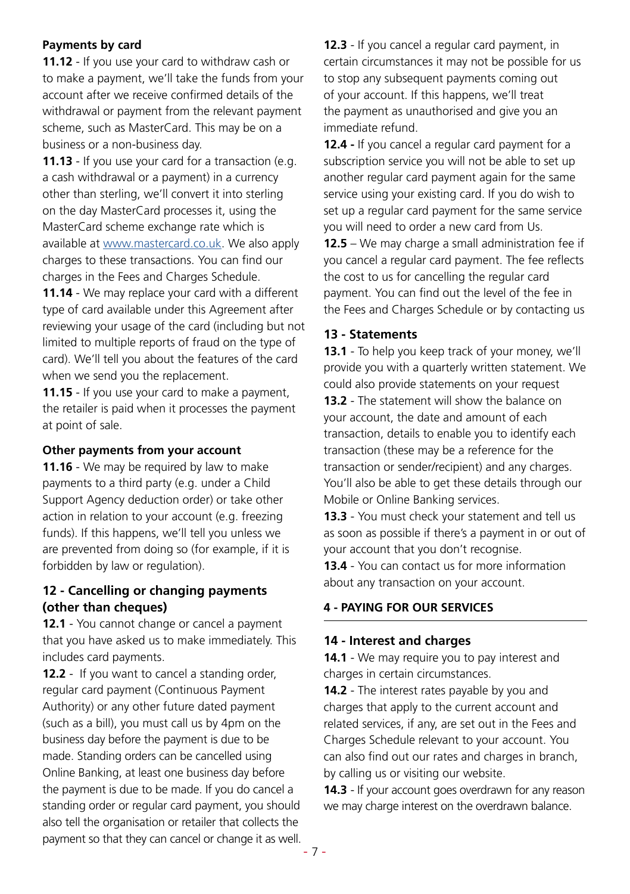**Payments by card**

**11.12** - If you use your card to withdraw cash or to make a payment, we'll take the funds from your account after we receive confirmed details of the withdrawal or payment from the relevant payment scheme, such as MasterCard. This may be on a business or a non-business day.

**11.13** - If you use your card for a transaction (e.g. a cash withdrawal or a payment) in a currency other than sterling, we'll convert it into sterling on the day MasterCard processes it, using the MasterCard scheme exchange rate which is available at www.mastercard.co.uk. We also apply charges to these transactions. You can find our charges in the Fees and Charges Schedule.

**11.14** - We may replace your card with a different type of card available under this Agreement after reviewing your usage of the card (including but not limited to multiple reports of fraud on the type of card). We'll tell you about the features of the card when we send you the replacement.

**11.15** - If you use your card to make a payment, the retailer is paid when it processes the payment at point of sale.

**Other payments from your account**

**11.16** - We may be required by law to make payments to a third party (e.g. under a Child Support Agency deduction order) or take other action in relation to your account (e.g. freezing funds). If this happens, we'll tell you unless we are prevented from doing so (for example, if it is forbidden by law or regulation).

### 12 - Cancelling or changing payments (other than cheques)

**12.1** - You cannot change or cancel a payment that you have asked us to make immediately. This includes card payments.

**12.2** - If you want to cancel a standing order, regular card payment (Continuous Payment Authority) or any other future dated payment (such as a bill), you must call us by 4pm on the business day before the payment is due to be made. Standing orders can be cancelled using Online Banking, at least one business day before the payment is due to be made. If you do cancel a standing order or regular card payment, you should also tell the organisation or retailer that collects the payment so that they can cancel or change it as well.

**12.3** - If you cancel a regular card payment, in certain circumstances it may not be possible for us to stop any subsequent payments coming out of your account. If this happens, we'll treat the payment as unauthorised and give you an immediate refund.

**12.4 -** If you cancel a regular card payment for a subscription service you will not be able to set up another regular card payment again for the same service using your existing card. If you do wish to set up a regular card payment for the same service you will need to order a new card from Us.

**12.5** – We may charge a small administration fee if you cancel a regular card payment. The fee reflects the cost to us for cancelling the regular card payment. You can find out the level of the fee in the Fees and Charges Schedule or by contacting us

### 13 - Statements

**13.1** - To help you keep track of your money, we'll provide you with a quarterly written statement. We could also provide statements on your request

**13.2** - The statement will show the balance on your account, the date and amount of each transaction, details to enable you to identify each transaction (these may be a reference for the transaction or sender/recipient) and any charges. You'll also be able to get these details through our Mobile or Online Banking services.

**13.3** - You must check your statement and tell us as soon as possible if there's a payment in or out of your account that you don't recognise.

**13.4** - You can contact us for more information about any transaction on your account.

## 4 - PAYING FOR OUR SERVICES

### 14 - Interest and charges

**14.1** - We may require you to pay interest and charges in certain circumstances.

**14.2** - The interest rates payable by you and charges that apply to the current account and related services, if any, are set out in the Fees and Charges Schedule relevant to your account. You can also find out our rates and charges in branch, by calling us or visiting our website.

**14.3** - If your account goes overdrawn for any reason we may charge interest on the overdrawn balance.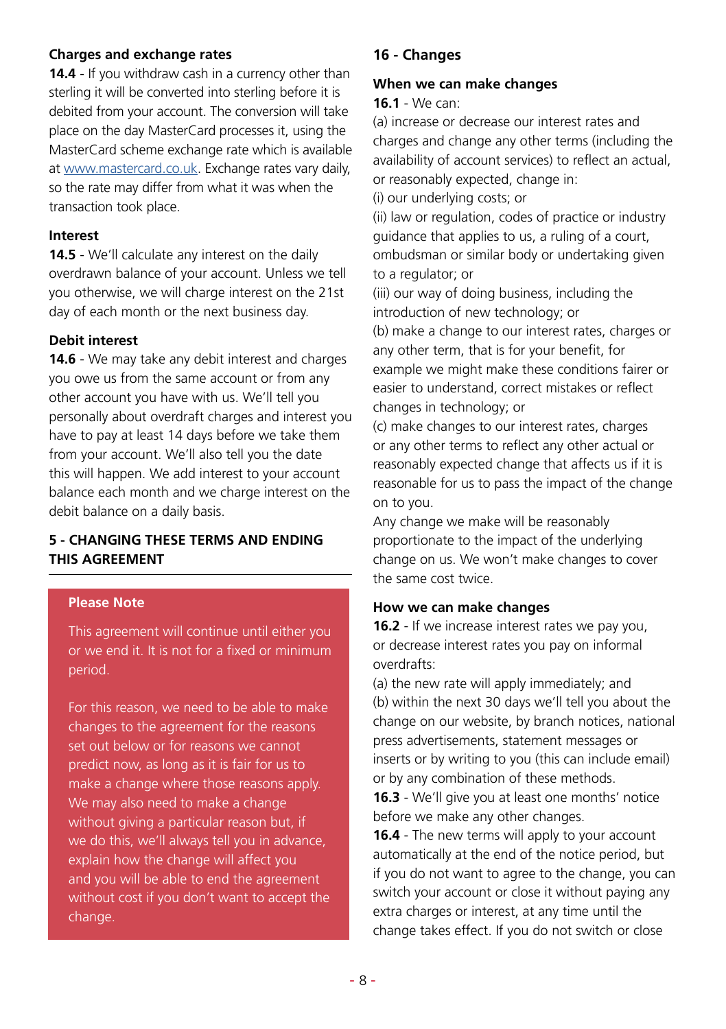#### Charges and exchange rates

**14.4** - If you withdraw cash in a currency other than sterling it will be converted into sterling before it is debited from your account. The conversion will take place on the day MasterCard processes it, using the MasterCard scheme exchange rate which is available at www.mastercard.co.uk. Exchange rates vary daily, so the rate may differ from what it was when the transaction took place.

#### Interest

**14.5** - We'll calculate any interest on the daily overdrawn balance of your account. Unless we tell you otherwise, we will charge interest on the 21st day of each month or the next business day.

#### Debit interest

**14.6** - We may take any debit interest and charges you owe us from the same account or from any other account you have with us. We'll tell you personally about overdraft charges and interest you have to pay at least 14 days before we take them from your account. We'll also tell you the date this will happen. We add interest to your account balance each month and we charge interest on the debit balance on a daily basis.

## 5 - CHANGING THESE TERMS AND ENDING THIS AGREEMENT

**Please Note**

This agreement will continue until either you or we end it. It is not for a fixed or minimum period.

For this reason, we need to be able to make changes to the agreement for the reasons set out below or for reasons we cannot predict now, as long as it is fair for us to make a change where those reasons apply. We may also need to make a change without giving a particular reason but, if we do this, we'll always tell you in advance, explain how the change will affect you and you will be able to end the agreement without cost if you don't want to accept the change.

### 16 - Changes

#### When we can make changes

**16.1** - We can:

(a) increase or decrease our interest rates and charges and change any other terms (including the availability of account services) to reflect an actual, or reasonably expected, change in:

(i) our underlying costs; or

(ii) law or regulation, codes of practice or industry guidance that applies to us, a ruling of a court, ombudsman or similar body or undertaking given to a regulator; or

(iii) our way of doing business, including the introduction of new technology; or

(b) make a change to our interest rates, charges or any other term, that is for your benefit, for example we might make these conditions fairer or easier to understand, correct mistakes or reflect changes in technology; or

(c) make changes to our interest rates, charges or any other terms to reflect any other actual or reasonably expected change that affects us if it is reasonable for us to pass the impact of the change on to you.

Any change we make will be reasonably proportionate to the impact of the underlying change on us. We won't make changes to cover the same cost twice.

#### How we can make changes

**16.2** - If we increase interest rates we pay you, or decrease interest rates you pay on informal overdrafts:

(a) the new rate will apply immediately; and

(b) within the next 30 days we'll tell you about the change on our website, by branch notices, national press advertisements, statement messages or inserts or by writing to you (this can include email) or by any combination of these methods.

**16.3** - We'll give you at least one months' notice before we make any other changes.

**16.4** - The new terms will apply to your account automatically at the end of the notice period, but if you do not want to agree to the change, you can switch your account or close it without paying any extra charges or interest, at any time until the change takes effect. If you do not switch or close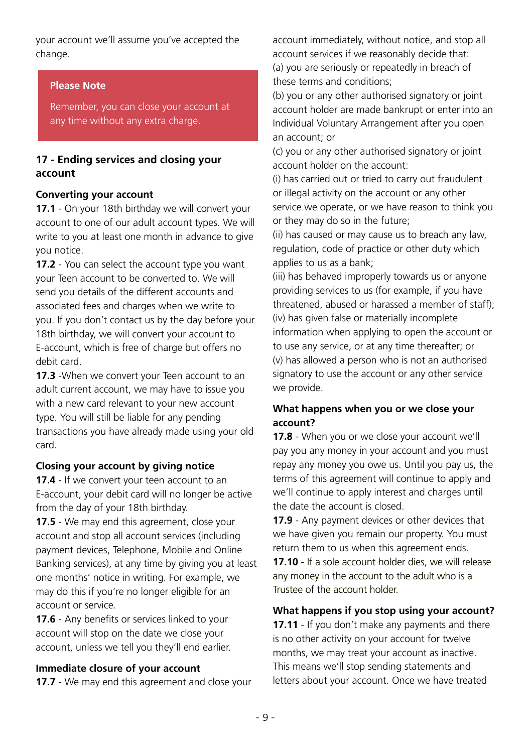your account we'll assume you've accepted the change.

> **Please Note**
>
> Remember, you can close your account at any time without any extra charge.

## 17 - Ending services and closing your account

### Converting your account

**17.1** - On your 18th birthday we will convert your account to one of our adult account types. We will write to you at least one month in advance to give you notice.

**17.2** - You can select the account type you want your Teen account to be converted to. We will send you details of the different accounts and associated fees and charges when we write to you. If you don't contact us by the day before your 18th birthday, we will convert your account to E-account, which is free of charge but offers no debit card.

**17.3** -When we convert your Teen account to an adult current account, we may have to issue you with a new card relevant to your new account type. You will still be liable for any pending transactions you have already made using your old card.

### Closing your account by giving notice

**17.4** - If we convert your teen account to an E-account, your debit card will no longer be active from the day of your 18th birthday.

**17.5** - We may end this agreement, close your account and stop all account services (including payment devices, Telephone, Mobile and Online Banking services), at any time by giving you at least one months' notice in writing. For example, we may do this if you're no longer eligible for an account or service.

**17.6** - Any benefits or services linked to your account will stop on the date we close your account, unless we tell you they'll end earlier.

### Immediate closure of your account

**17.7** - We may end this agreement and close your account immediately, without notice, and stop all account services if we reasonably decide that:

(a) you are seriously or repeatedly in breach of these terms and conditions;

(b) you or any other authorised signatory or joint account holder are made bankrupt or enter into an Individual Voluntary Arrangement after you open an account; or

(c) you or any other authorised signatory or joint account holder on the account:

(i) has carried out or tried to carry out fraudulent or illegal activity on the account or any other service we operate, or we have reason to think you or they may do so in the future;

(ii) has caused or may cause us to breach any law, regulation, code of practice or other duty which applies to us as a bank;

(iii) has behaved improperly towards us or anyone providing services to us (for example, if you have threatened, abused or harassed a member of staff);

(iv) has given false or materially incomplete information when applying to open the account or to use any service, or at any time thereafter; or

(v) has allowed a person who is not an authorised signatory to use the account or any other service we provide.

### What happens when you or we close your account?

**17.8** - When you or we close your account we'll pay you any money in your account and you must repay any money you owe us. Until you pay us, the terms of this agreement will continue to apply and we'll continue to apply interest and charges until the date the account is closed.

**17.9** - Any payment devices or other devices that we have given you remain our property. You must return them to us when this agreement ends.

**17.10** - If a sole account holder dies, we will release any money in the account to the adult who is a Trustee of the account holder.

### What happens if you stop using your account?

**17.11** - If you don't make any payments and there is no other activity on your account for twelve months, we may treat your account as inactive. This means we'll stop sending statements and letters about your account. Once we have treated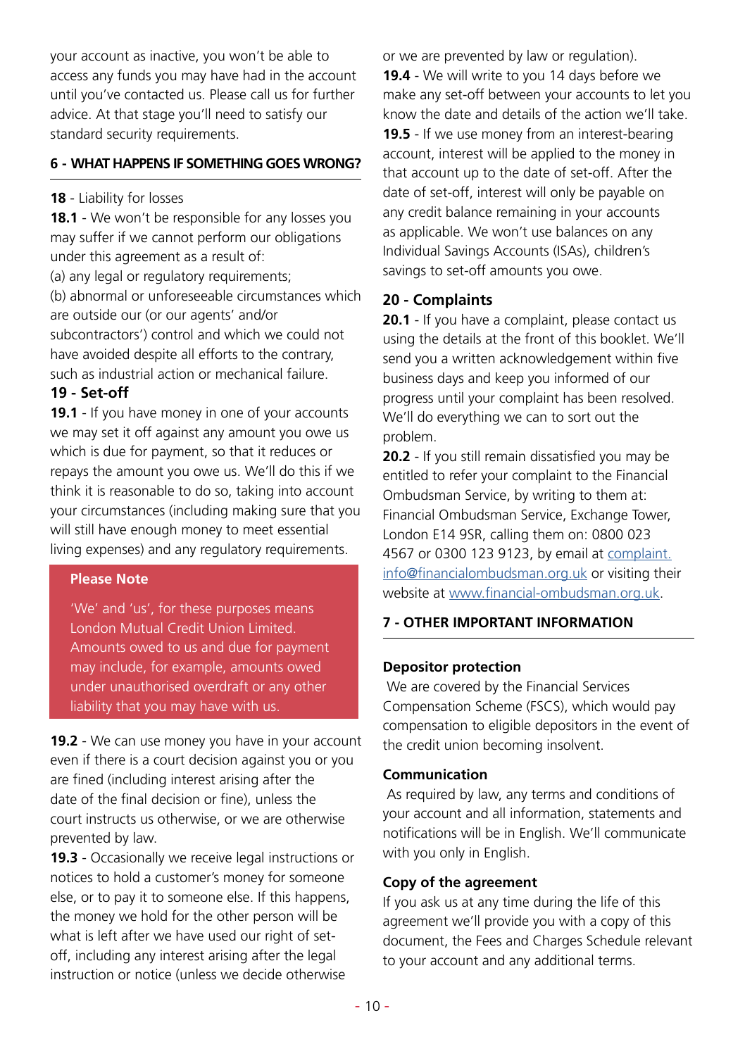your account as inactive, you won't be able to access any funds you may have had in the account until you've contacted us. Please call us for further advice. At that stage you'll need to satisfy our standard security requirements.

## 6 - WHAT HAPPENS IF SOMETHING GOES WRONG?

**18** - Liability for losses

**18.1** - We won't be responsible for any losses you may suffer if we cannot perform our obligations under this agreement as a result of:

(a) any legal or regulatory requirements;

(b) abnormal or unforeseeable circumstances which are outside our (or our agents' and/or subcontractors') control and which we could not have avoided despite all efforts to the contrary, such as industrial action or mechanical failure.

### 19 - Set-off

**19.1** - If you have money in one of your accounts we may set it off against any amount you owe us which is due for payment, so that it reduces or repays the amount you owe us. We'll do this if we think it is reasonable to do so, taking into account your circumstances (including making sure that you will still have enough money to meet essential living expenses) and any regulatory requirements.

> **Please Note**
>
> 'We' and 'us', for these purposes means London Mutual Credit Union Limited. Amounts owed to us and due for payment may include, for example, amounts owed under unauthorised overdraft or any other liability that you may have with us.

**19.2** - We can use money you have in your account even if there is a court decision against you or you are fined (including interest arising after the date of the final decision or fine), unless the court instructs us otherwise, or we are otherwise prevented by law.

**19.3** - Occasionally we receive legal instructions or notices to hold a customer's money for someone else, or to pay it to someone else. If this happens, the money we hold for the other person will be what is left after we have used our right of set-off, including any interest arising after the legal instruction or notice (unless we decide otherwise or we are prevented by law or regulation).

**19.4** - We will write to you 14 days before we make any set-off between your accounts to let you know the date and details of the action we'll take.

**19.5** - If we use money from an interest-bearing account, interest will be applied to the money in that account up to the date of set-off. After the date of set-off, interest will only be payable on any credit balance remaining in your accounts as applicable. We won't use balances on any Individual Savings Accounts (ISAs), children's savings to set-off amounts you owe.

### 20 - Complaints

**20.1** - If you have a complaint, please contact us using the details at the front of this booklet. We'll send you a written acknowledgement within five business days and keep you informed of our progress until your complaint has been resolved. We'll do everything we can to sort out the problem.

**20.2** - If you still remain dissatisfied you may be entitled to refer your complaint to the Financial Ombudsman Service, by writing to them at: Financial Ombudsman Service, Exchange Tower, London E14 9SR, calling them on: 0800 023 4567 or 0300 123 9123, by email at complaint.info@financialombudsman.org.uk or visiting their website at www.financial-ombudsman.org.uk.

## 7 - OTHER IMPORTANT INFORMATION

### Depositor protection

We are covered by the Financial Services Compensation Scheme (FSCS), which would pay compensation to eligible depositors in the event of the credit union becoming insolvent.

### Communication

As required by law, any terms and conditions of your account and all information, statements and notifications will be in English. We'll communicate with you only in English.

### Copy of the agreement

If you ask us at any time during the life of this agreement we'll provide you with a copy of this document, the Fees and Charges Schedule relevant to your account and any additional terms.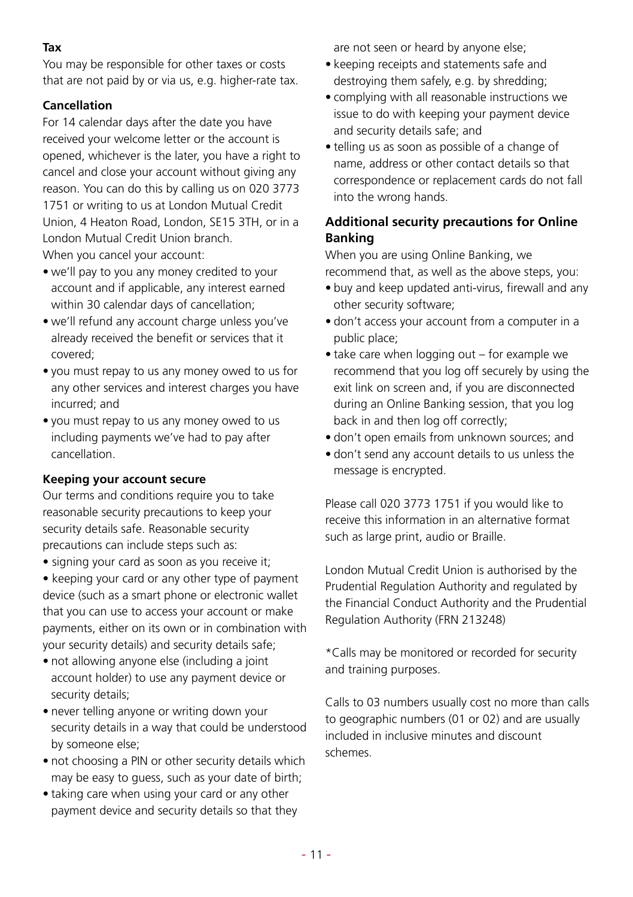**Tax**

You may be responsible for other taxes or costs that are not paid by or via us, e.g. higher-rate tax.

**Cancellation**

For 14 calendar days after the date you have received your welcome letter or the account is opened, whichever is the later, you have a right to cancel and close your account without giving any reason. You can do this by calling us on 020 3773 1751 or writing to us at London Mutual Credit Union, 4 Heaton Road, London, SE15 3TH, or in a London Mutual Credit Union branch.

When you cancel your account:

- we'll pay to you any money credited to your account and if applicable, any interest earned within 30 calendar days of cancellation;
- we'll refund any account charge unless you've already received the benefit or services that it covered;
- you must repay to us any money owed to us for any other services and interest charges you have incurred; and
- you must repay to us any money owed to us including payments we've had to pay after cancellation.

**Keeping your account secure**

Our terms and conditions require you to take reasonable security precautions to keep your security details safe. Reasonable security precautions can include steps such as:

- signing your card as soon as you receive it;
- keeping your card or any other type of payment device (such as a smart phone or electronic wallet that you can use to access your account or make payments, either on its own or in combination with your security details) and security details safe;
- not allowing anyone else (including a joint account holder) to use any payment device or security details;
- never telling anyone or writing down your security details in a way that could be understood by someone else;
- not choosing a PIN or other security details which may be easy to guess, such as your date of birth;
- taking care when using your card or any other payment device and security details so that they are not seen or heard by anyone else;
- keeping receipts and statements safe and destroying them safely, e.g. by shredding;
- complying with all reasonable instructions we issue to do with keeping your payment device and security details safe; and
- telling us as soon as possible of a change of name, address or other contact details so that correspondence or replacement cards do not fall into the wrong hands.

## Additional security precautions for Online Banking

When you are using Online Banking, we recommend that, as well as the above steps, you:

- buy and keep updated anti-virus, firewall and any other security software;
- don't access your account from a computer in a public place;
- take care when logging out – for example we recommend that you log off securely by using the exit link on screen and, if you are disconnected during an Online Banking session, that you log back in and then log off correctly;
- don't open emails from unknown sources; and
- don't send any account details to us unless the message is encrypted.

Please call 020 3773 1751 if you would like to receive this information in an alternative format such as large print, audio or Braille.

London Mutual Credit Union is authorised by the Prudential Regulation Authority and regulated by the Financial Conduct Authority and the Prudential Regulation Authority (FRN 213248)

*Calls may be monitored or recorded for security and training purposes.

Calls to 03 numbers usually cost no more than calls to geographic numbers (01 or 02) and are usually included in inclusive minutes and discount schemes.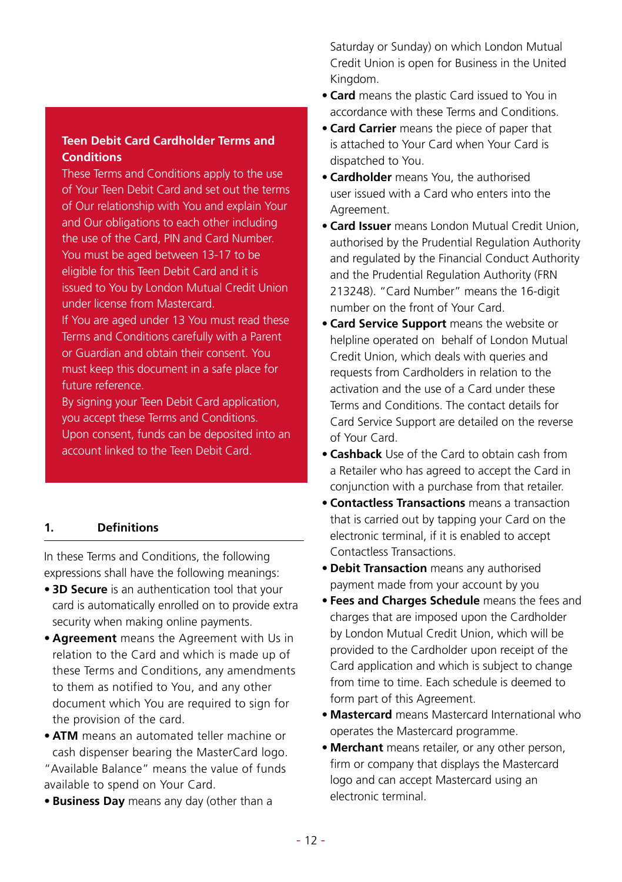## Teen Debit Card Cardholder Terms and Conditions

These Terms and Conditions apply to the use of Your Teen Debit Card and set out the terms of Our relationship with You and explain Your and Our obligations to each other including the use of the Card, PIN and Card Number. You must be aged between 13-17 to be eligible for this Teen Debit Card and it is issued to You by London Mutual Credit Union under license from Mastercard.

If You are aged under 13 You must read these Terms and Conditions carefully with a Parent or Guardian and obtain their consent. You must keep this document in a safe place for future reference.

By signing your Teen Debit Card application, you accept these Terms and Conditions. Upon consent, funds can be deposited into an account linked to the Teen Debit Card.

### 1. Definitions

In these Terms and Conditions, the following expressions shall have the following meanings:

- **3D Secure** is an authentication tool that your card is automatically enrolled on to provide extra security when making online payments.
- **Agreement** means the Agreement with Us in relation to the Card and which is made up of these Terms and Conditions, any amendments to them as notified to You, and any other document which You are required to sign for the provision of the card.
- **ATM** means an automated teller machine or cash dispenser bearing the MasterCard logo. "Available Balance" means the value of funds available to spend on Your Card.
- **Business Day** means any day (other than a Saturday or Sunday) on which London Mutual Credit Union is open for Business in the United Kingdom.
- **Card** means the plastic Card issued to You in accordance with these Terms and Conditions.
- **Card Carrier** means the piece of paper that is attached to Your Card when Your Card is dispatched to You.
- **Cardholder** means You, the authorised user issued with a Card who enters into the Agreement.
- **Card Issuer** means London Mutual Credit Union, authorised by the Prudential Regulation Authority and regulated by the Financial Conduct Authority and the Prudential Regulation Authority (FRN 213248). "Card Number" means the 16-digit number on the front of Your Card.
- **Card Service Support** means the website or helpline operated on behalf of London Mutual Credit Union, which deals with queries and requests from Cardholders in relation to the activation and the use of a Card under these Terms and Conditions. The contact details for Card Service Support are detailed on the reverse of Your Card.
- **Cashback** Use of the Card to obtain cash from a Retailer who has agreed to accept the Card in conjunction with a purchase from that retailer.
- **Contactless Transactions** means a transaction that is carried out by tapping your Card on the electronic terminal, if it is enabled to accept Contactless Transactions.
- **Debit Transaction** means any authorised payment made from your account by you
- **Fees and Charges Schedule** means the fees and charges that are imposed upon the Cardholder by London Mutual Credit Union, which will be provided to the Cardholder upon receipt of the Card application and which is subject to change from time to time. Each schedule is deemed to form part of this Agreement.
- **Mastercard** means Mastercard International who operates the Mastercard programme.
- **Merchant** means retailer, or any other person, firm or company that displays the Mastercard logo and can accept Mastercard using an electronic terminal.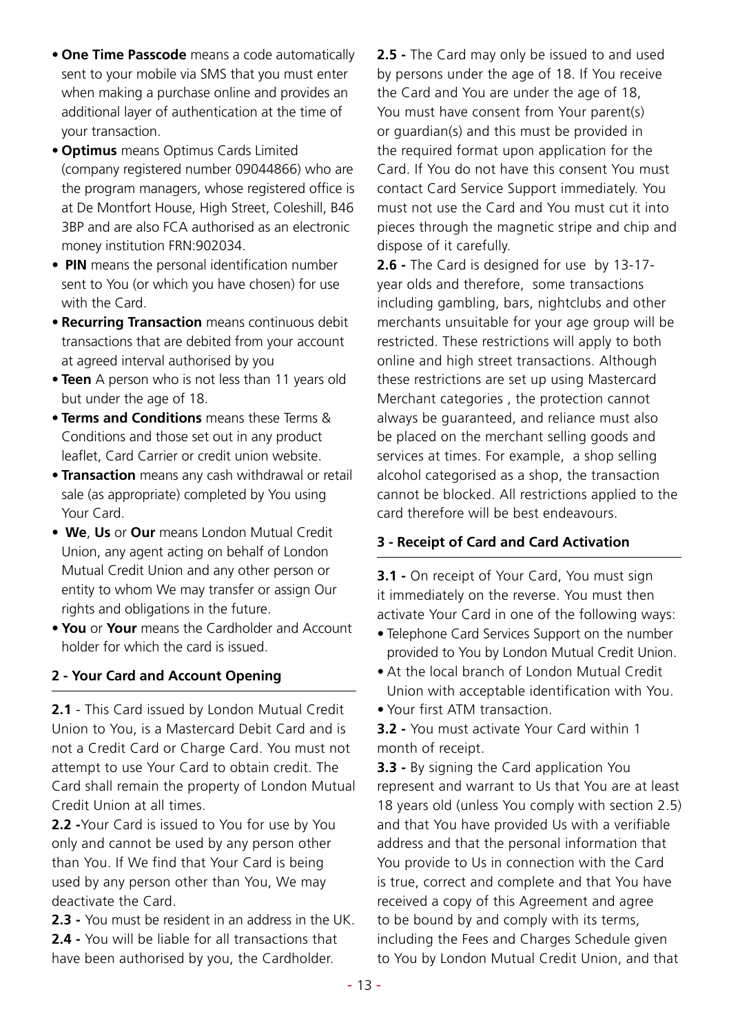- **One Time Passcode** means a code automatically sent to your mobile via SMS that you must enter when making a purchase online and provides an additional layer of authentication at the time of your transaction.
- **Optimus** means Optimus Cards Limited (company registered number 09044866) who are the program managers, whose registered office is at De Montfort House, High Street, Coleshill, B46 3BP and are also FCA authorised as an electronic money institution FRN:902034.
- **PIN** means the personal identification number sent to You (or which you have chosen) for use with the Card.
- **Recurring Transaction** means continuous debit transactions that are debited from your account at agreed interval authorised by you
- **Teen** A person who is not less than 11 years old but under the age of 18.
- **Terms and Conditions** means these Terms & Conditions and those set out in any product leaflet, Card Carrier or credit union website.
- **Transaction** means any cash withdrawal or retail sale (as appropriate) completed by You using Your Card.
- **We**, **Us** or **Our** means London Mutual Credit Union, any agent acting on behalf of London Mutual Credit Union and any other person or entity to whom We may transfer or assign Our rights and obligations in the future.
- **You** or **Your** means the Cardholder and Account holder for which the card is issued.

## 2 - Your Card and Account Opening

**2.1** - This Card issued by London Mutual Credit Union to You, is a Mastercard Debit Card and is not a Credit Card or Charge Card. You must not attempt to use Your Card to obtain credit. The Card shall remain the property of London Mutual Credit Union at all times.

**2.2 -**Your Card is issued to You for use by You only and cannot be used by any person other than You. If We find that Your Card is being used by any person other than You, We may deactivate the Card.

**2.3 -** You must be resident in an address in the UK.

**2.4 -** You will be liable for all transactions that have been authorised by you, the Cardholder.

**2.5 -** The Card may only be issued to and used by persons under the age of 18. If You receive the Card and You are under the age of 18, You must have consent from Your parent(s) or guardian(s) and this must be provided in the required format upon application for the Card. If You do not have this consent You must contact Card Service Support immediately. You must not use the Card and You must cut it into pieces through the magnetic stripe and chip and dispose of it carefully.

**2.6 -** The Card is designed for use by 13-17-year olds and therefore, some transactions including gambling, bars, nightclubs and other merchants unsuitable for your age group will be restricted. These restrictions will apply to both online and high street transactions. Although these restrictions are set up using Mastercard Merchant categories , the protection cannot always be guaranteed, and reliance must also be placed on the merchant selling goods and services at times. For example, a shop selling alcohol categorised as a shop, the transaction cannot be blocked. All restrictions applied to the card therefore will be best endeavours.

## 3 - Receipt of Card and Card Activation

**3.1 -** On receipt of Your Card, You must sign it immediately on the reverse. You must then activate Your Card in one of the following ways:

- Telephone Card Services Support on the number provided to You by London Mutual Credit Union.
- At the local branch of London Mutual Credit Union with acceptable identification with You.
- Your first ATM transaction.

**3.2 -** You must activate Your Card within 1 month of receipt.

**3.3 -** By signing the Card application You represent and warrant to Us that You are at least 18 years old (unless You comply with section 2.5) and that You have provided Us with a verifiable address and that the personal information that You provide to Us in connection with the Card is true, correct and complete and that You have received a copy of this Agreement and agree to be bound by and comply with its terms, including the Fees and Charges Schedule given to You by London Mutual Credit Union, and that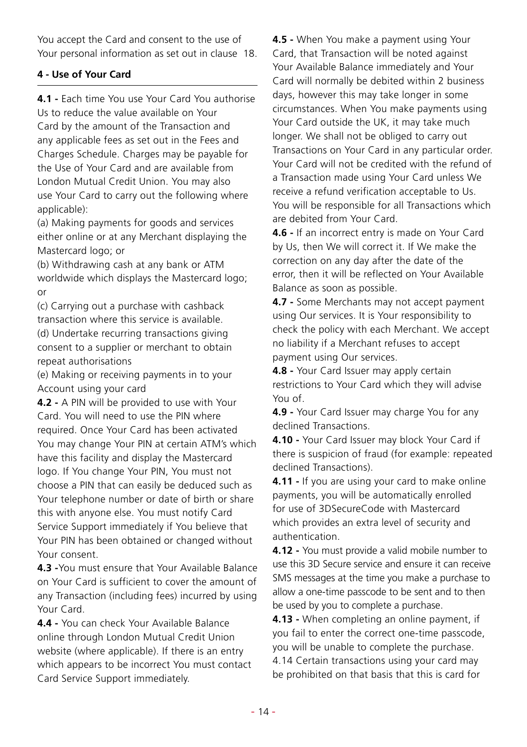You accept the Card and consent to the use of Your personal information as set out in clause 18.

## 4 - Use of Your Card

**4.1 -** Each time You use Your Card You authorise Us to reduce the value available on Your Card by the amount of the Transaction and any applicable fees as set out in the Fees and Charges Schedule. Charges may be payable for the Use of Your Card and are available from London Mutual Credit Union. You may also use Your Card to carry out the following where applicable):

(a) Making payments for goods and services either online or at any Merchant displaying the Mastercard logo; or

(b) Withdrawing cash at any bank or ATM worldwide which displays the Mastercard logo; or

(c) Carrying out a purchase with cashback transaction where this service is available.

(d) Undertake recurring transactions giving consent to a supplier or merchant to obtain repeat authorisations

(e) Making or receiving payments in to your Account using your card

**4.2 -** A PIN will be provided to use with Your Card. You will need to use the PIN where required. Once Your Card has been activated You may change Your PIN at certain ATM's which have this facility and display the Mastercard logo. If You change Your PIN, You must not choose a PIN that can easily be deduced such as Your telephone number or date of birth or share this with anyone else. You must notify Card Service Support immediately if You believe that Your PIN has been obtained or changed without Your consent.

**4.3 -**You must ensure that Your Available Balance on Your Card is sufficient to cover the amount of any Transaction (including fees) incurred by using Your Card.

**4.4 -** You can check Your Available Balance online through London Mutual Credit Union website (where applicable). If there is an entry which appears to be incorrect You must contact Card Service Support immediately.

**4.5 -** When You make a payment using Your Card, that Transaction will be noted against Your Available Balance immediately and Your Card will normally be debited within 2 business days, however this may take longer in some circumstances. When You make payments using Your Card outside the UK, it may take much longer. We shall not be obliged to carry out Transactions on Your Card in any particular order. Your Card will not be credited with the refund of a Transaction made using Your Card unless We receive a refund verification acceptable to Us. You will be responsible for all Transactions which are debited from Your Card.

**4.6 -** If an incorrect entry is made on Your Card by Us, then We will correct it. If We make the correction on any day after the date of the error, then it will be reflected on Your Available Balance as soon as possible.

**4.7 -** Some Merchants may not accept payment using Our services. It is Your responsibility to check the policy with each Merchant. We accept no liability if a Merchant refuses to accept payment using Our services.

**4.8 -** Your Card Issuer may apply certain restrictions to Your Card which they will advise You of.

**4.9 -** Your Card Issuer may charge You for any declined Transactions.

**4.10 -** Your Card Issuer may block Your Card if there is suspicion of fraud (for example: repeated declined Transactions).

**4.11 -** If you are using your card to make online payments, you will be automatically enrolled for use of 3DSecureCode with Mastercard which provides an extra level of security and authentication.

**4.12 -** You must provide a valid mobile number to use this 3D Secure service and ensure it can receive SMS messages at the time you make a purchase to allow a one-time passcode to be sent and to then be used by you to complete a purchase.

**4.13 -** When completing an online payment, if you fail to enter the correct one-time passcode, you will be unable to complete the purchase.

4.14 Certain transactions using your card may be prohibited on that basis that this is card for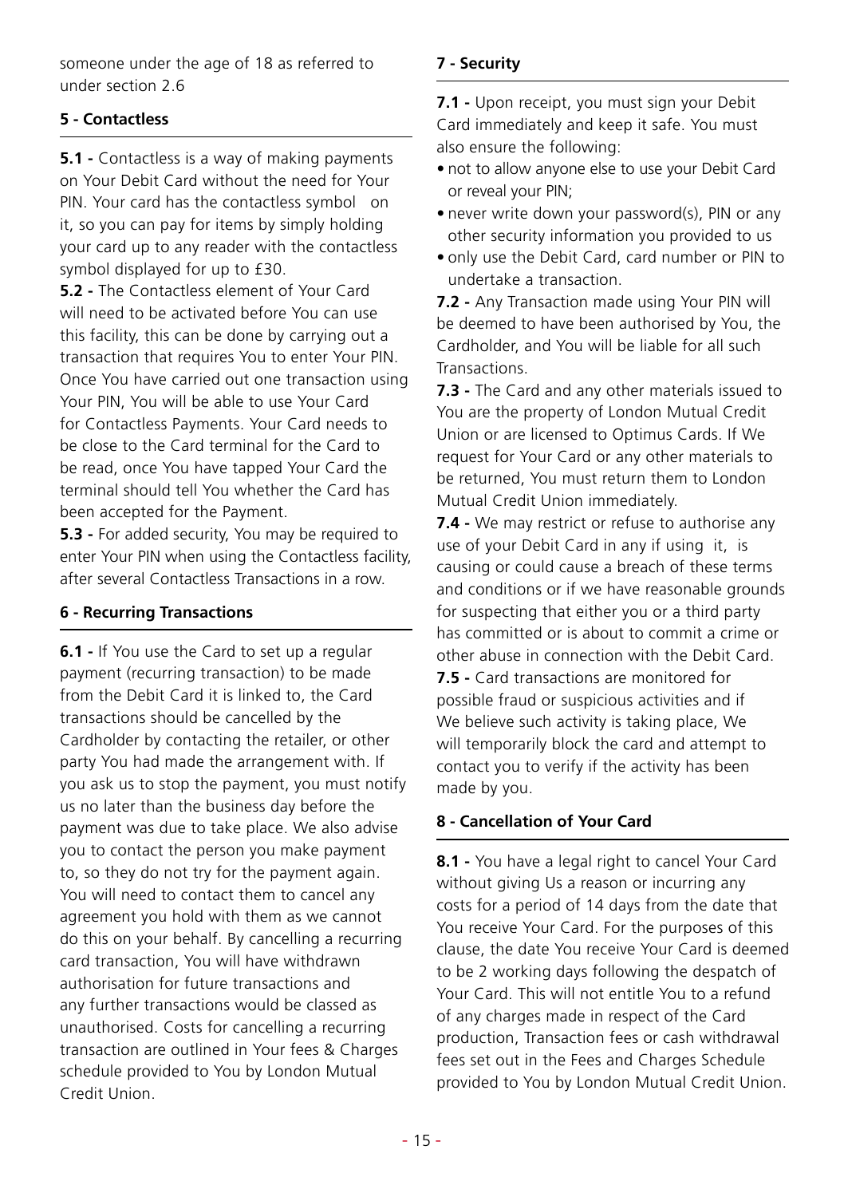someone under the age of 18 as referred to under section 2.6

## 5 - Contactless

**5.1 -** Contactless is a way of making payments on Your Debit Card without the need for Your PIN. Your card has the contactless symbol on it, so you can pay for items by simply holding your card up to any reader with the contactless symbol displayed for up to £30.

**5.2 -** The Contactless element of Your Card will need to be activated before You can use this facility, this can be done by carrying out a transaction that requires You to enter Your PIN. Once You have carried out one transaction using Your PIN, You will be able to use Your Card for Contactless Payments. Your Card needs to be close to the Card terminal for the Card to be read, once You have tapped Your Card the terminal should tell You whether the Card has been accepted for the Payment.

**5.3 -** For added security, You may be required to enter Your PIN when using the Contactless facility, after several Contactless Transactions in a row.

## 6 - Recurring Transactions

**6.1 -** If You use the Card to set up a regular payment (recurring transaction) to be made from the Debit Card it is linked to, the Card transactions should be cancelled by the Cardholder by contacting the retailer, or other party You had made the arrangement with. If you ask us to stop the payment, you must notify us no later than the business day before the payment was due to take place. We also advise you to contact the person you make payment to, so they do not try for the payment again. You will need to contact them to cancel any agreement you hold with them as we cannot do this on your behalf. By cancelling a recurring card transaction, You will have withdrawn authorisation for future transactions and any further transactions would be classed as unauthorised. Costs for cancelling a recurring transaction are outlined in Your fees & Charges schedule provided to You by London Mutual Credit Union.

## 7 - Security

**7.1 -** Upon receipt, you must sign your Debit Card immediately and keep it safe. You must also ensure the following:

- not to allow anyone else to use your Debit Card or reveal your PIN;
- never write down your password(s), PIN or any other security information you provided to us
- only use the Debit Card, card number or PIN to undertake a transaction.

**7.2 -** Any Transaction made using Your PIN will be deemed to have been authorised by You, the Cardholder, and You will be liable for all such Transactions.

**7.3 -** The Card and any other materials issued to You are the property of London Mutual Credit Union or are licensed to Optimus Cards. If We request for Your Card or any other materials to be returned, You must return them to London Mutual Credit Union immediately.

**7.4 -** We may restrict or refuse to authorise any use of your Debit Card in any if using it, is causing or could cause a breach of these terms and conditions or if we have reasonable grounds for suspecting that either you or a third party has committed or is about to commit a crime or other abuse in connection with the Debit Card.

**7.5 -** Card transactions are monitored for possible fraud or suspicious activities and if We believe such activity is taking place, We will temporarily block the card and attempt to contact you to verify if the activity has been made by you.

## 8 - Cancellation of Your Card

**8.1 -** You have a legal right to cancel Your Card without giving Us a reason or incurring any costs for a period of 14 days from the date that You receive Your Card. For the purposes of this clause, the date You receive Your Card is deemed to be 2 working days following the despatch of Your Card. This will not entitle You to a refund of any charges made in respect of the Card production, Transaction fees or cash withdrawal fees set out in the Fees and Charges Schedule provided to You by London Mutual Credit Union.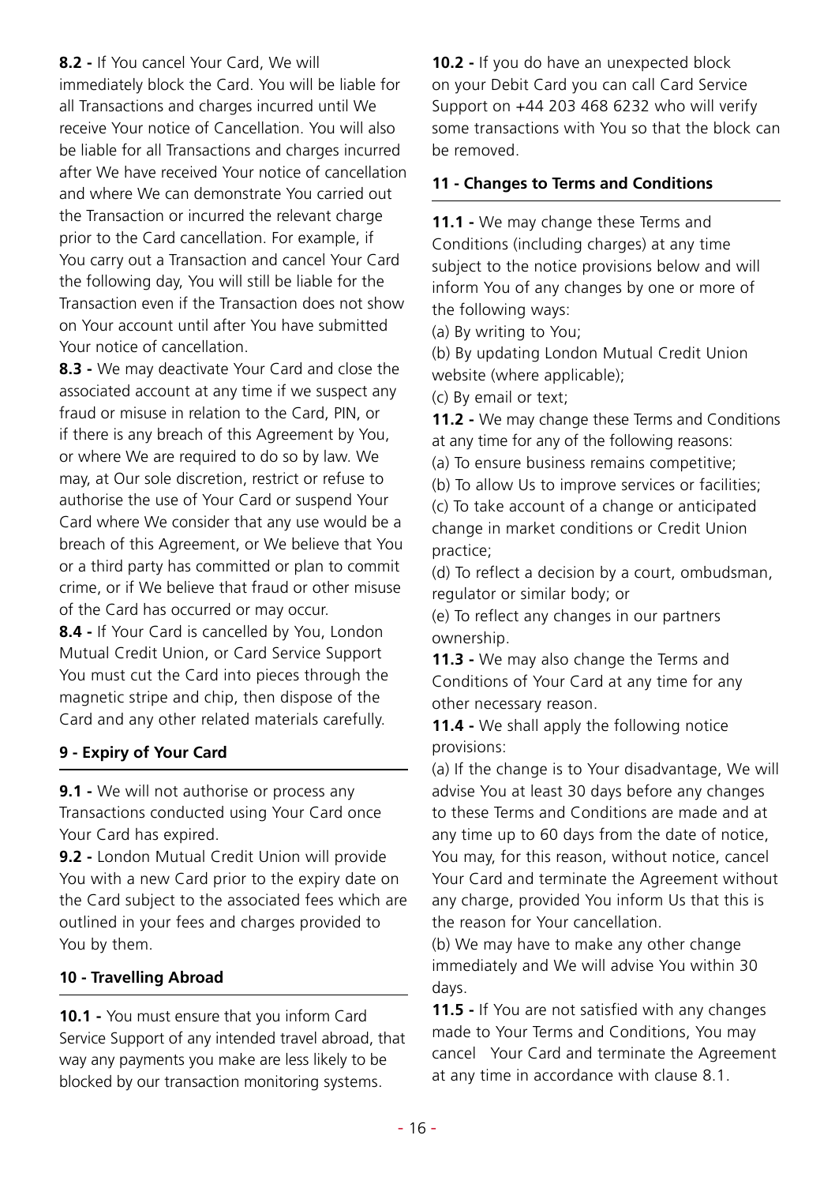**8.2 -** If You cancel Your Card, We will immediately block the Card. You will be liable for all Transactions and charges incurred until We receive Your notice of Cancellation. You will also be liable for all Transactions and charges incurred after We have received Your notice of cancellation and where We can demonstrate You carried out the Transaction or incurred the relevant charge prior to the Card cancellation. For example, if You carry out a Transaction and cancel Your Card the following day, You will still be liable for the Transaction even if the Transaction does not show on Your account until after You have submitted Your notice of cancellation.

**8.3 -** We may deactivate Your Card and close the associated account at any time if we suspect any fraud or misuse in relation to the Card, PIN, or if there is any breach of this Agreement by You, or where We are required to do so by law. We may, at Our sole discretion, restrict or refuse to authorise the use of Your Card or suspend Your Card where We consider that any use would be a breach of this Agreement, or We believe that You or a third party has committed or plan to commit crime, or if We believe that fraud or other misuse of the Card has occurred or may occur.

**8.4 -** If Your Card is cancelled by You, London Mutual Credit Union, or Card Service Support You must cut the Card into pieces through the magnetic stripe and chip, then dispose of the Card and any other related materials carefully.

### 9 - Expiry of Your Card

**9.1 -** We will not authorise or process any Transactions conducted using Your Card once Your Card has expired.

**9.2 -** London Mutual Credit Union will provide You with a new Card prior to the expiry date on the Card subject to the associated fees which are outlined in your fees and charges provided to You by them.

### 10 - Travelling Abroad

**10.1 -** You must ensure that you inform Card Service Support of any intended travel abroad, that way any payments you make are less likely to be blocked by our transaction monitoring systems.

**10.2 -** If you do have an unexpected block on your Debit Card you can call Card Service Support on +44 203 468 6232 who will verify some transactions with You so that the block can be removed.

### 11 - Changes to Terms and Conditions

**11.1 -** We may change these Terms and Conditions (including charges) at any time subject to the notice provisions below and will inform You of any changes by one or more of the following ways:

(a) By writing to You;

(b) By updating London Mutual Credit Union website (where applicable);

(c) By email or text;

**11.2 -** We may change these Terms and Conditions at any time for any of the following reasons:

(a) To ensure business remains competitive;

(b) To allow Us to improve services or facilities;

(c) To take account of a change or anticipated change in market conditions or Credit Union practice;

(d) To reflect a decision by a court, ombudsman, regulator or similar body; or

(e) To reflect any changes in our partners ownership.

**11.3 -** We may also change the Terms and Conditions of Your Card at any time for any other necessary reason.

**11.4 -** We shall apply the following notice provisions:

(a) If the change is to Your disadvantage, We will advise You at least 30 days before any changes to these Terms and Conditions are made and at any time up to 60 days from the date of notice, You may, for this reason, without notice, cancel Your Card and terminate the Agreement without any charge, provided You inform Us that this is the reason for Your cancellation.

(b) We may have to make any other change immediately and We will advise You within 30 days.

**11.5 -** If You are not satisfied with any changes made to Your Terms and Conditions, You may cancel Your Card and terminate the Agreement at any time in accordance with clause 8.1.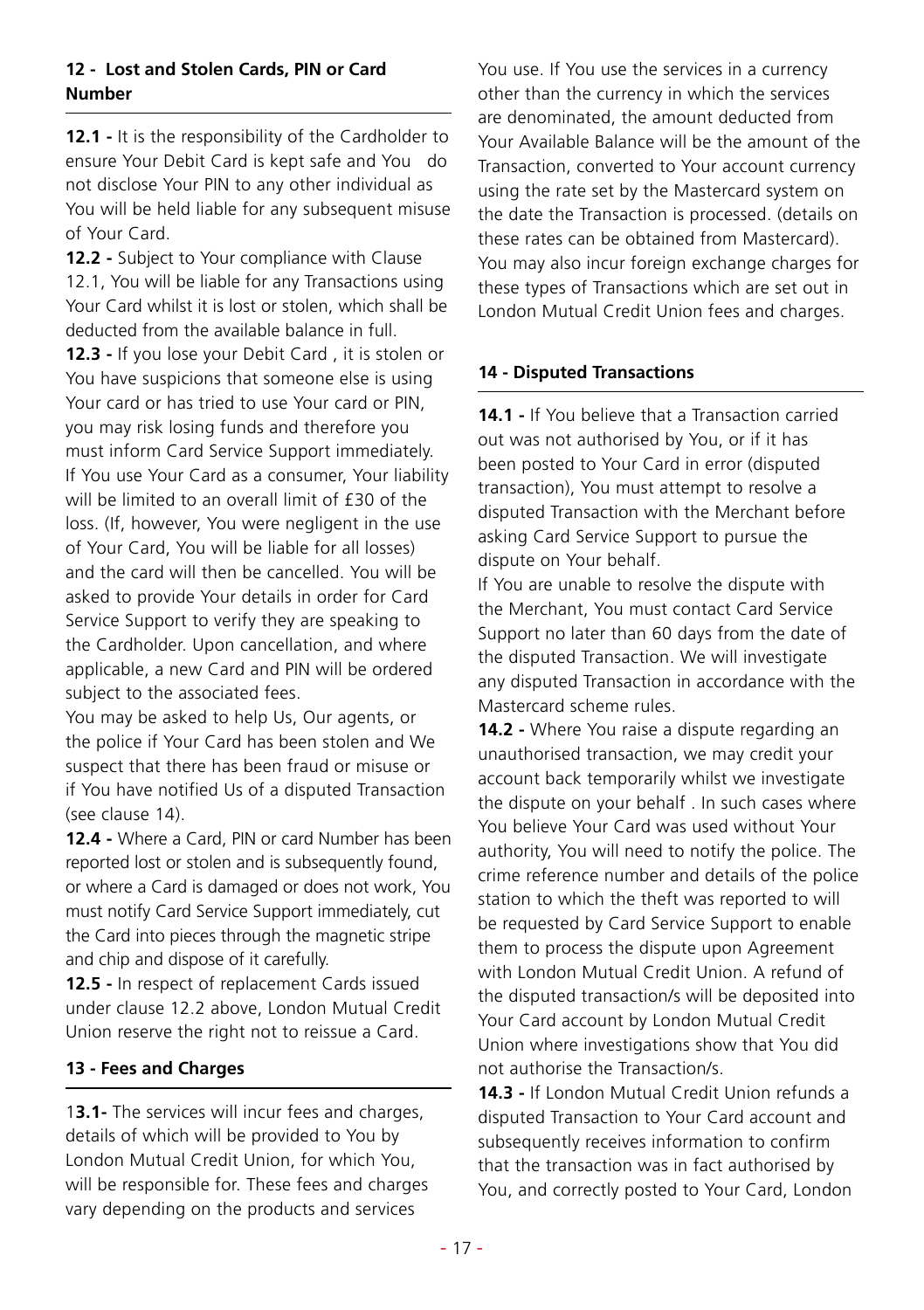**12 - Lost and Stolen Cards, PIN or Card Number**

**12.1 -** It is the responsibility of the Cardholder to ensure Your Debit Card is kept safe and You do not disclose Your PIN to any other individual as You will be held liable for any subsequent misuse of Your Card.

**12.2 -** Subject to Your compliance with Clause 12.1, You will be liable for any Transactions using Your Card whilst it is lost or stolen, which shall be deducted from the available balance in full.

**12.3 -** If you lose your Debit Card , it is stolen or You have suspicions that someone else is using Your card or has tried to use Your card or PIN, you may risk losing funds and therefore you must inform Card Service Support immediately. If You use Your Card as a consumer, Your liability will be limited to an overall limit of £30 of the loss. (If, however, You were negligent in the use of Your Card, You will be liable for all losses) and the card will then be cancelled. You will be asked to provide Your details in order for Card Service Support to verify they are speaking to the Cardholder. Upon cancellation, and where applicable, a new Card and PIN will be ordered subject to the associated fees.

You may be asked to help Us, Our agents, or the police if Your Card has been stolen and We suspect that there has been fraud or misuse or if You have notified Us of a disputed Transaction (see clause 14).

**12.4 -** Where a Card, PIN or card Number has been reported lost or stolen and is subsequently found, or where a Card is damaged or does not work, You must notify Card Service Support immediately, cut the Card into pieces through the magnetic stripe and chip and dispose of it carefully.

**12.5 -** In respect of replacement Cards issued under clause 12.2 above, London Mutual Credit Union reserve the right not to reissue a Card.

**13 - Fees and Charges**

1**3.1-** The services will incur fees and charges, details of which will be provided to You by London Mutual Credit Union, for which You, will be responsible for. These fees and charges vary depending on the products and services You use. If You use the services in a currency other than the currency in which the services are denominated, the amount deducted from Your Available Balance will be the amount of the Transaction, converted to Your account currency using the rate set by the Mastercard system on the date the Transaction is processed. (details on these rates can be obtained from Mastercard). You may also incur foreign exchange charges for these types of Transactions which are set out in London Mutual Credit Union fees and charges.

**14 - Disputed Transactions**

**14.1 -** If You believe that a Transaction carried out was not authorised by You, or if it has been posted to Your Card in error (disputed transaction), You must attempt to resolve a disputed Transaction with the Merchant before asking Card Service Support to pursue the dispute on Your behalf.

If You are unable to resolve the dispute with the Merchant, You must contact Card Service Support no later than 60 days from the date of the disputed Transaction. We will investigate any disputed Transaction in accordance with the Mastercard scheme rules.

**14.2 -** Where You raise a dispute regarding an unauthorised transaction, we may credit your account back temporarily whilst we investigate the dispute on your behalf . In such cases where You believe Your Card was used without Your authority, You will need to notify the police. The crime reference number and details of the police station to which the theft was reported to will be requested by Card Service Support to enable them to process the dispute upon Agreement with London Mutual Credit Union. A refund of the disputed transaction/s will be deposited into Your Card account by London Mutual Credit Union where investigations show that You did not authorise the Transaction/s.

**14.3 -** If London Mutual Credit Union refunds a disputed Transaction to Your Card account and subsequently receives information to confirm that the transaction was in fact authorised by You, and correctly posted to Your Card, London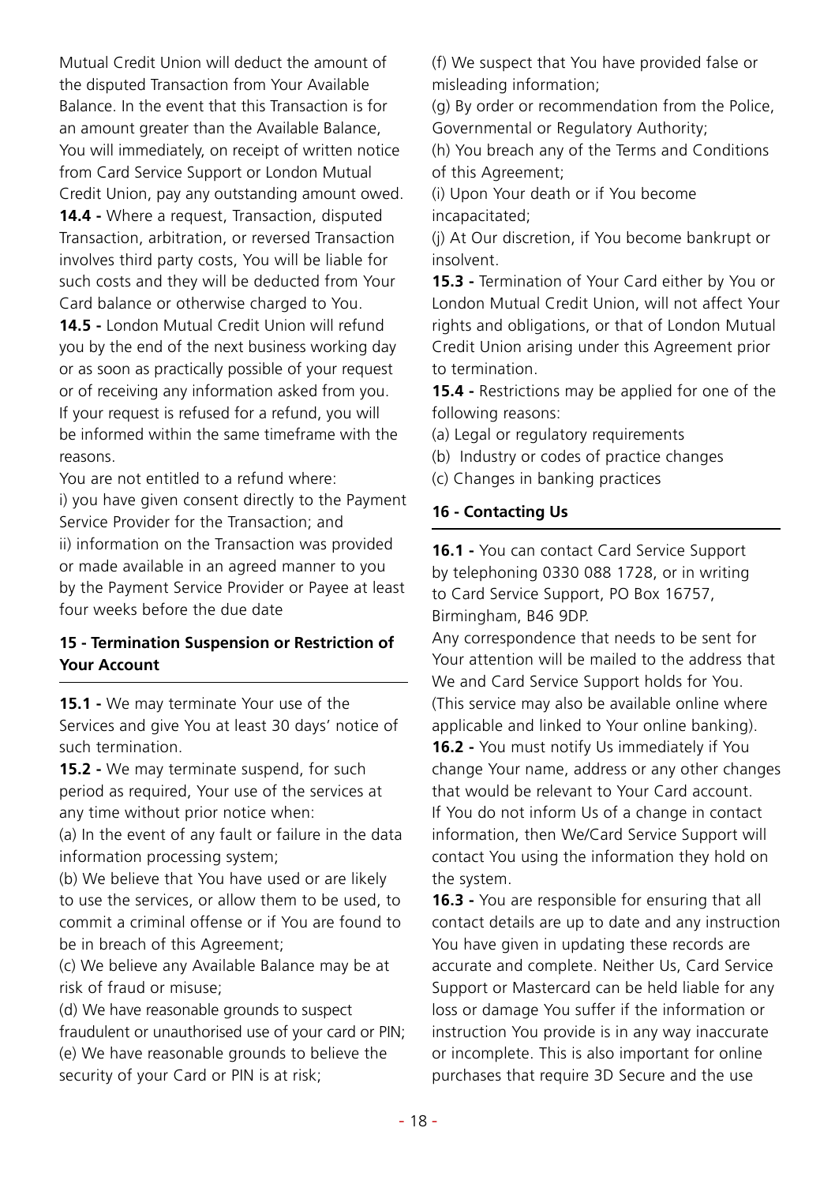Mutual Credit Union will deduct the amount of the disputed Transaction from Your Available Balance. In the event that this Transaction is for an amount greater than the Available Balance, You will immediately, on receipt of written notice from Card Service Support or London Mutual Credit Union, pay any outstanding amount owed.

**14.4 -** Where a request, Transaction, disputed Transaction, arbitration, or reversed Transaction involves third party costs, You will be liable for such costs and they will be deducted from Your Card balance or otherwise charged to You.

**14.5 -** London Mutual Credit Union will refund you by the end of the next business working day or as soon as practically possible of your request or of receiving any information asked from you. If your request is refused for a refund, you will be informed within the same timeframe with the reasons.

You are not entitled to a refund where:

i) you have given consent directly to the Payment Service Provider for the Transaction; and

ii) information on the Transaction was provided or made available in an agreed manner to you by the Payment Service Provider or Payee at least four weeks before the due date

## 15 - Termination Suspension or Restriction of Your Account

**15.1 -** We may terminate Your use of the Services and give You at least 30 days' notice of such termination.

**15.2 -** We may terminate suspend, for such period as required, Your use of the services at any time without prior notice when:

(a) In the event of any fault or failure in the data information processing system;

(b) We believe that You have used or are likely to use the services, or allow them to be used, to commit a criminal offense or if You are found to be in breach of this Agreement;

(c) We believe any Available Balance may be at risk of fraud or misuse;

(d) We have reasonable grounds to suspect fraudulent or unauthorised use of your card or PIN;

(e) We have reasonable grounds to believe the security of your Card or PIN is at risk;

(f) We suspect that You have provided false or misleading information;

(g) By order or recommendation from the Police, Governmental or Regulatory Authority;

(h) You breach any of the Terms and Conditions of this Agreement;

(i) Upon Your death or if You become incapacitated;

(j) At Our discretion, if You become bankrupt or insolvent.

**15.3 -** Termination of Your Card either by You or London Mutual Credit Union, will not affect Your rights and obligations, or that of London Mutual Credit Union arising under this Agreement prior to termination.

**15.4 -** Restrictions may be applied for one of the following reasons:

(a) Legal or regulatory requirements

(b) Industry or codes of practice changes

(c) Changes in banking practices

## 16 - Contacting Us

**16.1 -** You can contact Card Service Support by telephoning 0330 088 1728, or in writing to Card Service Support, PO Box 16757, Birmingham, B46 9DP.

Any correspondence that needs to be sent for Your attention will be mailed to the address that We and Card Service Support holds for You. (This service may also be available online where applicable and linked to Your online banking).

**16.2 -** You must notify Us immediately if You change Your name, address or any other changes that would be relevant to Your Card account. If You do not inform Us of a change in contact information, then We/Card Service Support will contact You using the information they hold on the system.

**16.3 -** You are responsible for ensuring that all contact details are up to date and any instruction You have given in updating these records are accurate and complete. Neither Us, Card Service Support or Mastercard can be held liable for any loss or damage You suffer if the information or instruction You provide is in any way inaccurate or incomplete. This is also important for online purchases that require 3D Secure and the use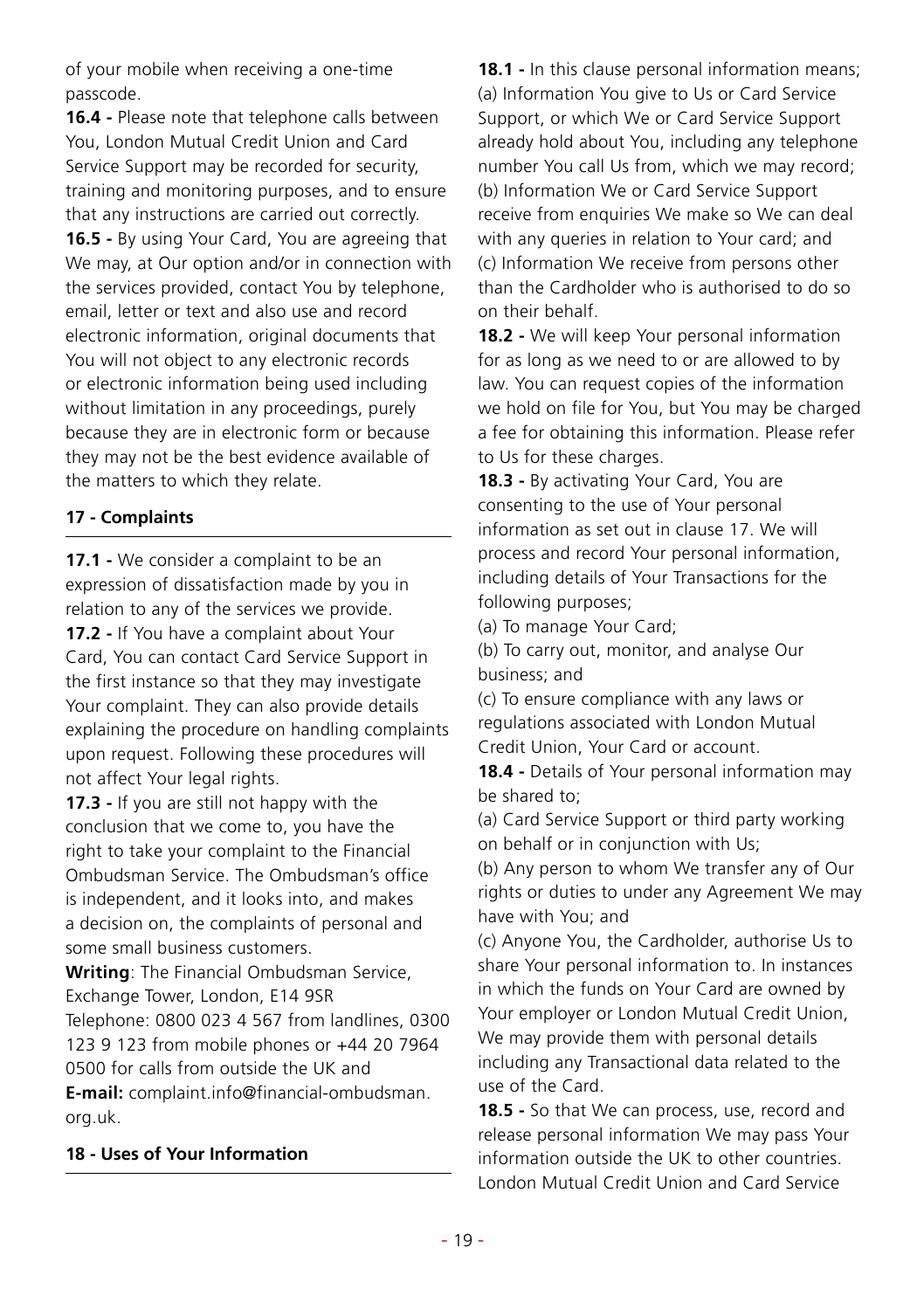of your mobile when receiving a one-time passcode.

**16.4 -** Please note that telephone calls between You, London Mutual Credit Union and Card Service Support may be recorded for security, training and monitoring purposes, and to ensure that any instructions are carried out correctly.

**16.5 -** By using Your Card, You are agreeing that We may, at Our option and/or in connection with the services provided, contact You by telephone, email, letter or text and also use and record electronic information, original documents that You will not object to any electronic records or electronic information being used including without limitation in any proceedings, purely because they are in electronic form or because they may not be the best evidence available of the matters to which they relate.

**17 - Complaints**

**17.1 -** We consider a complaint to be an expression of dissatisfaction made by you in relation to any of the services we provide.

**17.2 -** If You have a complaint about Your Card, You can contact Card Service Support in the first instance so that they may investigate Your complaint. They can also provide details explaining the procedure on handling complaints upon request. Following these procedures will not affect Your legal rights.

**17.3 -** If you are still not happy with the conclusion that we come to, you have the right to take your complaint to the Financial Ombudsman Service. The Ombudsman's office is independent, and it looks into, and makes a decision on, the complaints of personal and some small business customers.

**Writing**: The Financial Ombudsman Service, Exchange Tower, London, E14 9SR
Telephone: 0800 023 4 567 from landlines, 0300 123 9 123 from mobile phones or +44 20 7964 0500 for calls from outside the UK and
**E-mail:** complaint.info@financial-ombudsman.org.uk.

**18 - Uses of Your Information**

**18.1 -** In this clause personal information means;
(a) Information You give to Us or Card Service Support, or which We or Card Service Support already hold about You, including any telephone number You call Us from, which we may record;
(b) Information We or Card Service Support receive from enquiries We make so We can deal with any queries in relation to Your card; and
(c) Information We receive from persons other than the Cardholder who is authorised to do so on their behalf.

**18.2 -** We will keep Your personal information for as long as we need to or are allowed to by law. You can request copies of the information we hold on file for You, but You may be charged a fee for obtaining this information. Please refer to Us for these charges.

**18.3 -** By activating Your Card, You are consenting to the use of Your personal information as set out in clause 17. We will process and record Your personal information, including details of Your Transactions for the following purposes;
(a) To manage Your Card;
(b) To carry out, monitor, and analyse Our business; and
(c) To ensure compliance with any laws or regulations associated with London Mutual Credit Union, Your Card or account.

**18.4 -** Details of Your personal information may be shared to;
(a) Card Service Support or third party working on behalf or in conjunction with Us;
(b) Any person to whom We transfer any of Our rights or duties to under any Agreement We may have with You; and
(c) Anyone You, the Cardholder, authorise Us to share Your personal information to. In instances in which the funds on Your Card are owned by Your employer or London Mutual Credit Union, We may provide them with personal details including any Transactional data related to the use of the Card.

**18.5 -** So that We can process, use, record and release personal information We may pass Your information outside the UK to other countries. London Mutual Credit Union and Card Service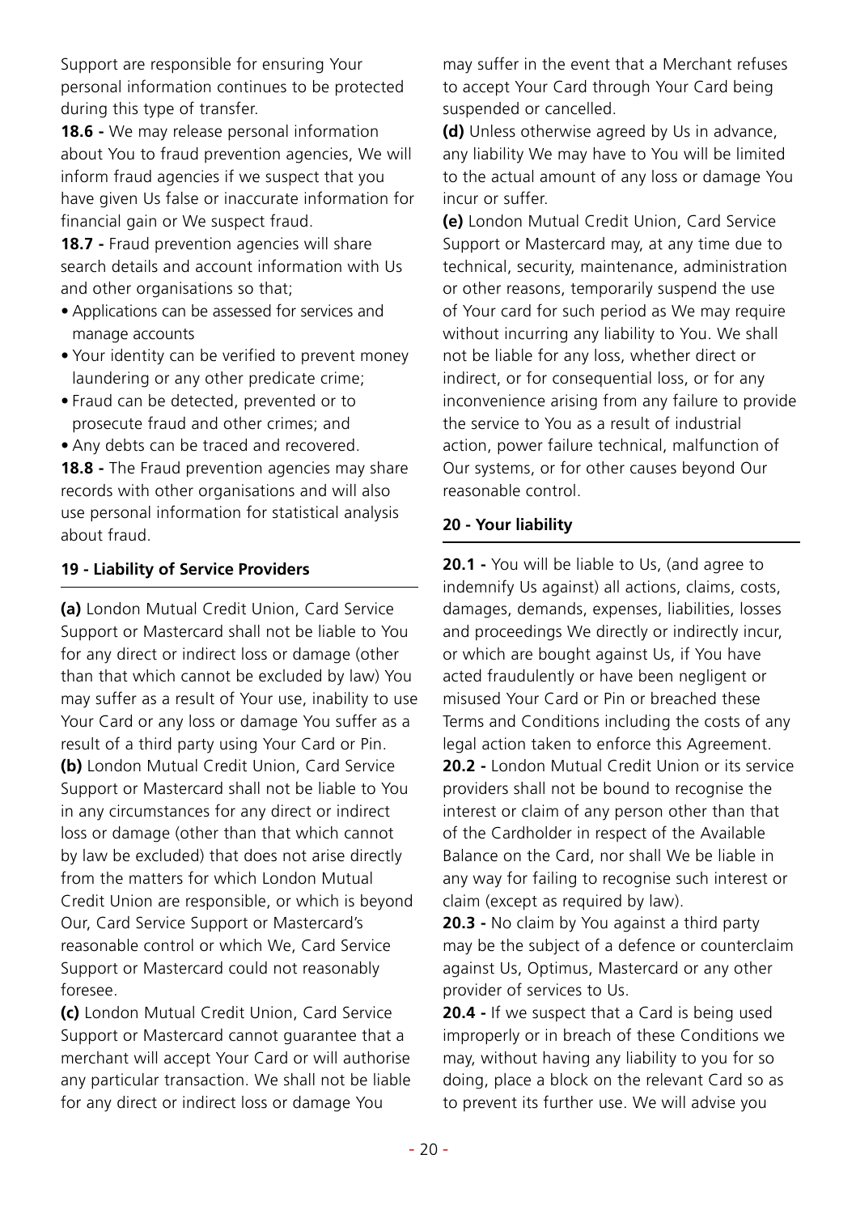Support are responsible for ensuring Your personal information continues to be protected during this type of transfer.

**18.6 -** We may release personal information about You to fraud prevention agencies, We will inform fraud agencies if we suspect that you have given Us false or inaccurate information for financial gain or We suspect fraud.

**18.7 -** Fraud prevention agencies will share search details and account information with Us and other organisations so that;

- Applications can be assessed for services and manage accounts
- Your identity can be verified to prevent money laundering or any other predicate crime;
- Fraud can be detected, prevented or to prosecute fraud and other crimes; and
- Any debts can be traced and recovered.

**18.8 -** The Fraud prevention agencies may share records with other organisations and will also use personal information for statistical analysis about fraud.

### 19 - Liability of Service Providers

**(a)** London Mutual Credit Union, Card Service Support or Mastercard shall not be liable to You for any direct or indirect loss or damage (other than that which cannot be excluded by law) You may suffer as a result of Your use, inability to use Your Card or any loss or damage You suffer as a result of a third party using Your Card or Pin.

**(b)** London Mutual Credit Union, Card Service Support or Mastercard shall not be liable to You in any circumstances for any direct or indirect loss or damage (other than that which cannot by law be excluded) that does not arise directly from the matters for which London Mutual Credit Union are responsible, or which is beyond Our, Card Service Support or Mastercard's reasonable control or which We, Card Service Support or Mastercard could not reasonably foresee.

**(c)** London Mutual Credit Union, Card Service Support or Mastercard cannot guarantee that a merchant will accept Your Card or will authorise any particular transaction. We shall not be liable for any direct or indirect loss or damage You may suffer in the event that a Merchant refuses to accept Your Card through Your Card being suspended or cancelled.

**(d)** Unless otherwise agreed by Us in advance, any liability We may have to You will be limited to the actual amount of any loss or damage You incur or suffer.

**(e)** London Mutual Credit Union, Card Service Support or Mastercard may, at any time due to technical, security, maintenance, administration or other reasons, temporarily suspend the use of Your card for such period as We may require without incurring any liability to You. We shall not be liable for any loss, whether direct or indirect, or for consequential loss, or for any inconvenience arising from any failure to provide the service to You as a result of industrial action, power failure technical, malfunction of Our systems, or for other causes beyond Our reasonable control.

### 20 - Your liability

**20.1 -** You will be liable to Us, (and agree to indemnify Us against) all actions, claims, costs, damages, demands, expenses, liabilities, losses and proceedings We directly or indirectly incur, or which are bought against Us, if You have acted fraudulently or have been negligent or misused Your Card or Pin or breached these Terms and Conditions including the costs of any legal action taken to enforce this Agreement.

**20.2 -** London Mutual Credit Union or its service providers shall not be bound to recognise the interest or claim of any person other than that of the Cardholder in respect of the Available Balance on the Card, nor shall We be liable in any way for failing to recognise such interest or claim (except as required by law).

**20.3 -** No claim by You against a third party may be the subject of a defence or counterclaim against Us, Optimus, Mastercard or any other provider of services to Us.

**20.4 -** If we suspect that a Card is being used improperly or in breach of these Conditions we may, without having any liability to you for so doing, place a block on the relevant Card so as to prevent its further use. We will advise you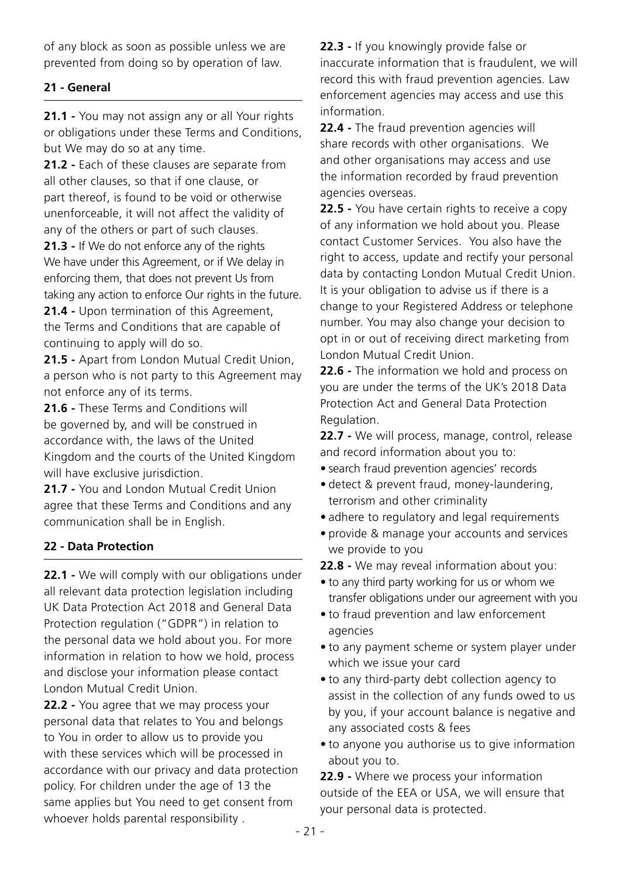of any block as soon as possible unless we are prevented from doing so by operation of law.

## 21 - General

**21.1 -** You may not assign any or all Your rights or obligations under these Terms and Conditions, but We may do so at any time.

**21.2 -** Each of these clauses are separate from all other clauses, so that if one clause, or part thereof, is found to be void or otherwise unenforceable, it will not affect the validity of any of the others or part of such clauses.

**21.3 -** If We do not enforce any of the rights We have under this Agreement, or if We delay in enforcing them, that does not prevent Us from taking any action to enforce Our rights in the future.

**21.4 -** Upon termination of this Agreement, the Terms and Conditions that are capable of continuing to apply will do so.

**21.5 -** Apart from London Mutual Credit Union, a person who is not party to this Agreement may not enforce any of its terms.

**21.6 -** These Terms and Conditions will be governed by, and will be construed in accordance with, the laws of the United Kingdom and the courts of the United Kingdom will have exclusive jurisdiction.

**21.7 -** You and London Mutual Credit Union agree that these Terms and Conditions and any communication shall be in English.

## 22 - Data Protection

**22.1 -** We will comply with our obligations under all relevant data protection legislation including UK Data Protection Act 2018 and General Data Protection regulation ("GDPR") in relation to the personal data we hold about you. For more information in relation to how we hold, process and disclose your information please contact London Mutual Credit Union.

**22.2 -** You agree that we may process your personal data that relates to You and belongs to You in order to allow us to provide you with these services which will be processed in accordance with our privacy and data protection policy. For children under the age of 13 the same applies but You need to get consent from whoever holds parental responsibility .

**22.3 -** If you knowingly provide false or inaccurate information that is fraudulent, we will record this with fraud prevention agencies. Law enforcement agencies may access and use this information.

**22.4 -** The fraud prevention agencies will share records with other organisations. We and other organisations may access and use the information recorded by fraud prevention agencies overseas.

**22.5 -** You have certain rights to receive a copy of any information we hold about you. Please contact Customer Services. You also have the right to access, update and rectify your personal data by contacting London Mutual Credit Union. It is your obligation to advise us if there is a change to your Registered Address or telephone number. You may also change your decision to opt in or out of receiving direct marketing from London Mutual Credit Union.

**22.6 -** The information we hold and process on you are under the terms of the UK's 2018 Data Protection Act and General Data Protection Regulation.

**22.7 -** We will process, manage, control, release and record information about you to:

- search fraud prevention agencies' records
- detect & prevent fraud, money-laundering, terrorism and other criminality
- adhere to regulatory and legal requirements
- provide & manage your accounts and services we provide to you

**22.8 -** We may reveal information about you:

- to any third party working for us or whom we transfer obligations under our agreement with you
- to fraud prevention and law enforcement agencies
- to any payment scheme or system player under which we issue your card
- to any third-party debt collection agency to assist in the collection of any funds owed to us by you, if your account balance is negative and any associated costs & fees
- to anyone you authorise us to give information about you to.

**22.9 -** Where we process your information outside of the EEA or USA, we will ensure that your personal data is protected.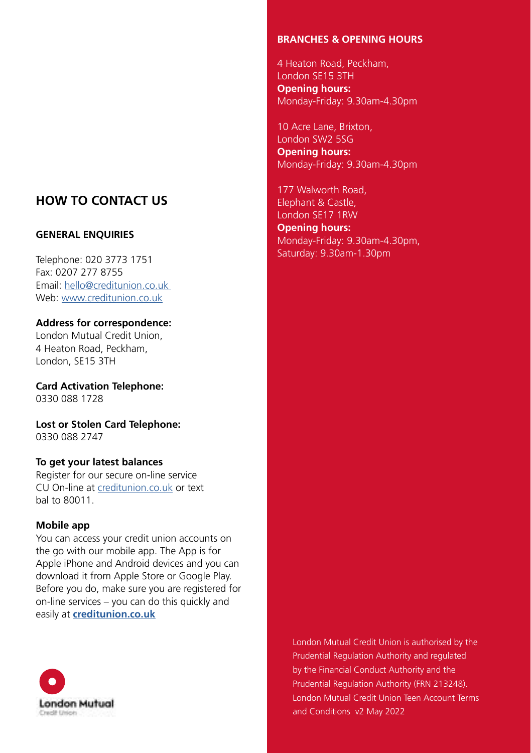## HOW TO CONTACT US

### GENERAL ENQUIRIES

Telephone: 020 3773 1751
Fax: 0207 277 8755
Email: hello@creditunion.co.uk
Web: www.creditunion.co.uk

**Address for correspondence:**
London Mutual Credit Union,
4 Heaton Road, Peckham,
London, SE15 3TH

**Card Activation Telephone:**
0330 088 1728

**Lost or Stolen Card Telephone:**
0330 088 2747

**To get your latest balances**
Register for our secure on-line service CU On-line at creditunion.co.uk or text bal to 80011.

**Mobile app**
You can access your credit union accounts on the go with our mobile app. The App is for Apple iPhone and Android devices and you can download it from Apple Store or Google Play. Before you do, make sure you are registered for on-line services – you can do this quickly and easily at **creditunion.co.uk**

London Mutual
Credit Union

### BRANCHES & OPENING HOURS

4 Heaton Road, Peckham,
London SE15 3TH
**Opening hours:**
Monday-Friday: 9.30am-4.30pm

10 Acre Lane, Brixton,
London SW2 5SG
**Opening hours:**
Monday-Friday: 9.30am-4.30pm

177 Walworth Road,
Elephant & Castle,
London SE17 1RW
**Opening hours:**
Monday-Friday: 9.30am-4.30pm,
Saturday: 9.30am-1.30pm

London Mutual Credit Union is authorised by the Prudential Regulation Authority and regulated by the Financial Conduct Authority and the Prudential Regulation Authority (FRN 213248). London Mutual Credit Union Teen Account Terms and Conditions v2 May 2022